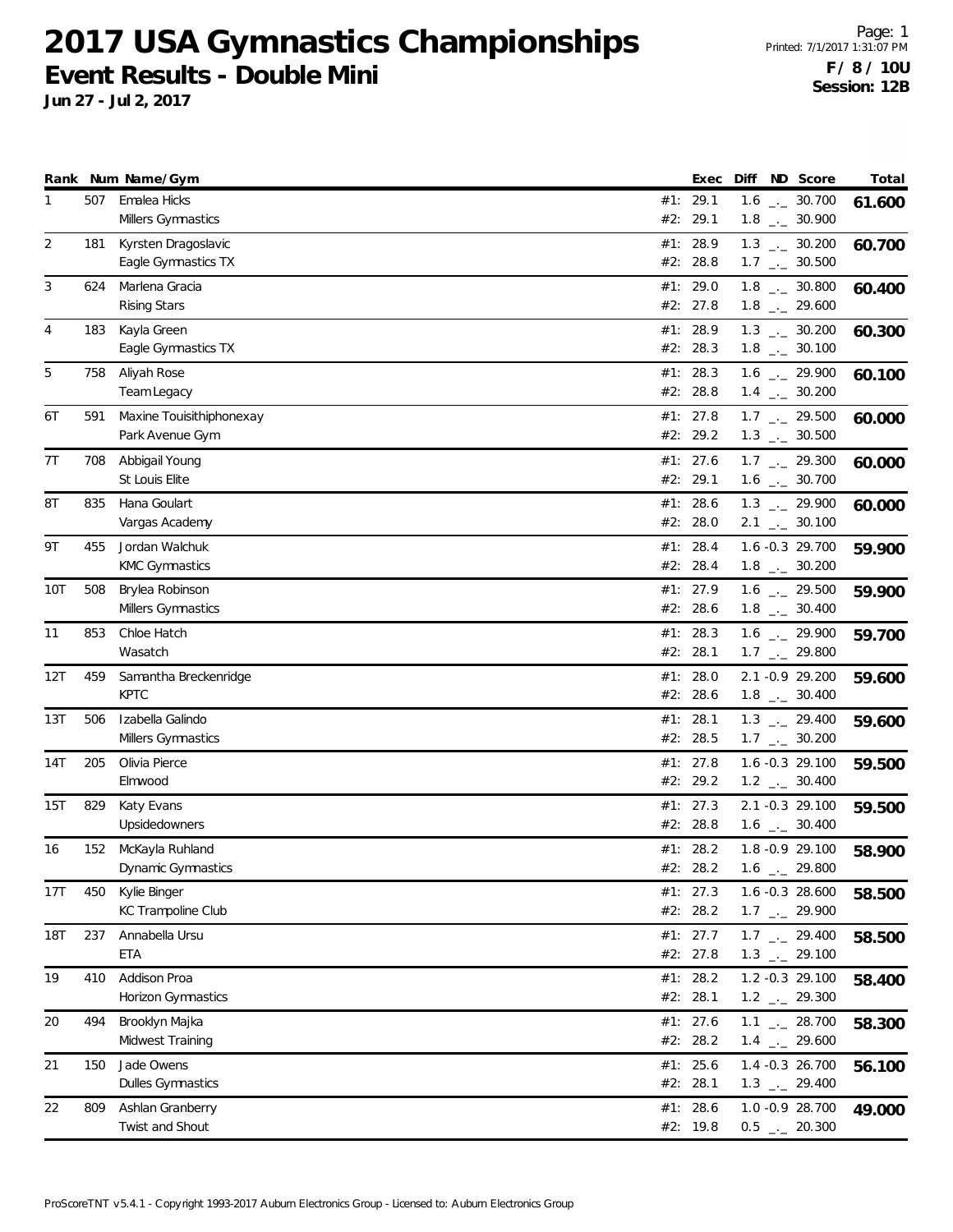# 2017 USA Gymnastics Championships

## Event Results - Double Mini

**Jun 27 - Jul 2, 2017**

Printed: 7/1/2017 1:31:07 PM

**F / 8 / 10U**

**Session: 12B**

| Rank | Num | Name/Gym | | Exec | Diff | ND | Score | Total |
|---|---|---|---|---|---|---|---|---|
| 1 | 507 | Emalea Hicks | #1: | 29.1 | 1.6 | _._ | 30.700 | **61.600** |
| | | Millers Gymnastics | #2: | 29.1 | 1.8 | _._ | 30.900 | |
| 2 | 181 | Kyrsten Dragoslavic | #1: | 28.9 | 1.3 | _._ | 30.200 | **60.700** |
| | | Eagle Gymnastics TX | #2: | 28.8 | 1.7 | _._ | 30.500 | |
| 3 | 624 | Marlena Gracia | #1: | 29.0 | 1.8 | _._ | 30.800 | **60.400** |
| | | Rising Stars | #2: | 27.8 | 1.8 | _._ | 29.600 | |
| 4 | 183 | Kayla Green | #1: | 28.9 | 1.3 | _._ | 30.200 | **60.300** |
| | | Eagle Gymnastics TX | #2: | 28.3 | 1.8 | _._ | 30.100 | |
| 5 | 758 | Aliyah Rose | #1: | 28.3 | 1.6 | _._ | 29.900 | **60.100** |
| | | Team Legacy | #2: | 28.8 | 1.4 | _._ | 30.200 | |
| 6T | 591 | Maxine Touisithiphonexay | #1: | 27.8 | 1.7 | _._ | 29.500 | **60.000** |
| | | Park Avenue Gym | #2: | 29.2 | 1.3 | _._ | 30.500 | |
| 7T | 708 | Abbigail Young | #1: | 27.6 | 1.7 | _._ | 29.300 | **60.000** |
| | | St Louis Elite | #2: | 29.1 | 1.6 | _._ | 30.700 | |
| 8T | 835 | Hana Goulart | #1: | 28.6 | 1.3 | _._ | 29.900 | **60.000** |
| | | Vargas Academy | #2: | 28.0 | 2.1 | _._ | 30.100 | |
| 9T | 455 | Jordan Walchuk | #1: | 28.4 | 1.6 | -0.3 | 29.700 | **59.900** |
| | | KMC Gymnastics | #2: | 28.4 | 1.8 | _._ | 30.200 | |
| 10T | 508 | Brylea Robinson | #1: | 27.9 | 1.6 | _._ | 29.500 | **59.900** |
| | | Millers Gymnastics | #2: | 28.6 | 1.8 | _._ | 30.400 | |
| 11 | 853 | Chloe Hatch | #1: | 28.3 | 1.6 | _._ | 29.900 | **59.700** |
| | | Wasatch | #2: | 28.1 | 1.7 | _._ | 29.800 | |
| 12T | 459 | Samantha Breckenridge | #1: | 28.0 | 2.1 | -0.9 | 29.200 | **59.600** |
| | | KPTC | #2: | 28.6 | 1.8 | _._ | 30.400 | |
| 13T | 506 | Izabella Galindo | #1: | 28.1 | 1.3 | _._ | 29.400 | **59.600** |
| | | Millers Gymnastics | #2: | 28.5 | 1.7 | _._ | 30.200 | |
| 14T | 205 | Olivia Pierce | #1: | 27.8 | 1.6 | -0.3 | 29.100 | **59.500** |
| | | Elmwood | #2: | 29.2 | 1.2 | _._ | 30.400 | |
| 15T | 829 | Katy Evans | #1: | 27.3 | 2.1 | -0.3 | 29.100 | **59.500** |
| | | Upsidedowners | #2: | 28.8 | 1.6 | _._ | 30.400 | |
| 16 | 152 | McKayla Ruhland | #1: | 28.2 | 1.8 | -0.9 | 29.100 | **58.900** |
| | | Dynamic Gymnastics | #2: | 28.2 | 1.6 | _._ | 29.800 | |
| 17T | 450 | Kylie Binger | #1: | 27.3 | 1.6 | -0.3 | 28.600 | **58.500** |
| | | KC Trampoline Club | #2: | 28.2 | 1.7 | _._ | 29.900 | |
| 18T | 237 | Annabella Ursu | #1: | 27.7 | 1.7 | _._ | 29.400 | **58.500** |
| | | ETA | #2: | 27.8 | 1.3 | _._ | 29.100 | |
| 19 | 410 | Addison Proa | #1: | 28.2 | 1.2 | -0.3 | 29.100 | **58.400** |
| | | Horizon Gymnastics | #2: | 28.1 | 1.2 | _._ | 29.300 | |
| 20 | 494 | Brooklyn Majka | #1: | 27.6 | 1.1 | _._ | 28.700 | **58.300** |
| | | Midwest Training | #2: | 28.2 | 1.4 | _._ | 29.600 | |
| 21 | 150 | Jade Owens | #1: | 25.6 | 1.4 | -0.3 | 26.700 | **56.100** |
| | | Dulles Gymnastics | #2: | 28.1 | 1.3 | _._ | 29.400 | |
| 22 | 809 | Ashlan Granberry | #1: | 28.6 | 1.0 | -0.9 | 28.700 | **49.000** |
| | | Twist and Shout | #2: | 19.8 | 0.5 | _._ | 20.300 | |

ProScoreTNT v5.4.1 - Copyright 1993-2017 Auburn Electronics Group - Licensed to: Auburn Electronics Group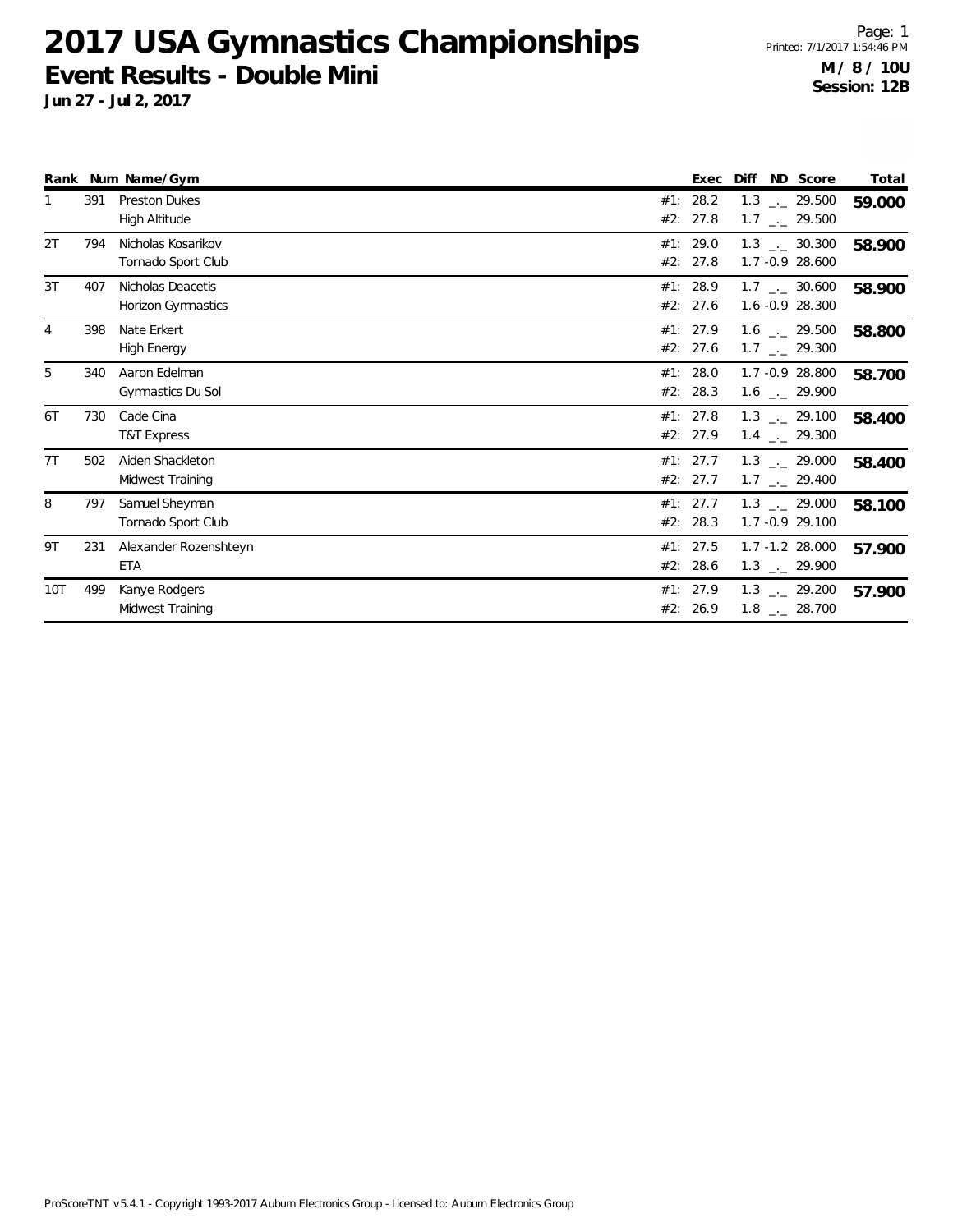# 2017 USA Gymnastics Championships

## Event Results - Double Mini

**Jun 27 - Jul 2, 2017**

**M / 8 / 10U**
**Session: 12B**

| Rank | Num | Name/Gym | | Exec | Diff | ND | Score | Total |
|---|---|---|---|---|---|---|---|---|
| 1 | 391 | Preston Dukes | #1: | 28.2 | 1.3 | _._ | 29.500 | **59.000** |
| | | High Altitude | #2: | 27.8 | 1.7 | _._ | 29.500 | |
| 2T | 794 | Nicholas Kosarikov | #1: | 29.0 | 1.3 | _._ | 30.300 | **58.900** |
| | | Tornado Sport Club | #2: | 27.8 | 1.7 | -0.9 | 28.600 | |
| 3T | 407 | Nicholas Deacetis | #1: | 28.9 | 1.7 | _._ | 30.600 | **58.900** |
| | | Horizon Gymnastics | #2: | 27.6 | 1.6 | -0.9 | 28.300 | |
| 4 | 398 | Nate Erkert | #1: | 27.9 | 1.6 | _._ | 29.500 | **58.800** |
| | | High Energy | #2: | 27.6 | 1.7 | _._ | 29.300 | |
| 5 | 340 | Aaron Edelman | #1: | 28.0 | 1.7 | -0.9 | 28.800 | **58.700** |
| | | Gymnastics Du Sol | #2: | 28.3 | 1.6 | _._ | 29.900 | |
| 6T | 730 | Cade Cina | #1: | 27.8 | 1.3 | _._ | 29.100 | **58.400** |
| | | T&T Express | #2: | 27.9 | 1.4 | _._ | 29.300 | |
| 7T | 502 | Aiden Shackleton | #1: | 27.7 | 1.3 | _._ | 29.000 | **58.400** |
| | | Midwest Training | #2: | 27.7 | 1.7 | _._ | 29.400 | |
| 8 | 797 | Samuel Sheyman | #1: | 27.7 | 1.3 | _._ | 29.000 | **58.100** |
| | | Tornado Sport Club | #2: | 28.3 | 1.7 | -0.9 | 29.100 | |
| 9T | 231 | Alexander Rozenshteyn | #1: | 27.5 | 1.7 | -1.2 | 28.000 | **57.900** |
| | | ETA | #2: | 28.6 | 1.3 | _._ | 29.900 | |
| 10T | 499 | Kanye Rodgers | #1: | 27.9 | 1.3 | _._ | 29.200 | **57.900** |
| | | Midwest Training | #2: | 26.9 | 1.8 | _._ | 28.700 | |

ProScoreTNT v5.4.1 - Copyright 1993-2017 Auburn Electronics Group - Licensed to: Auburn Electronics Group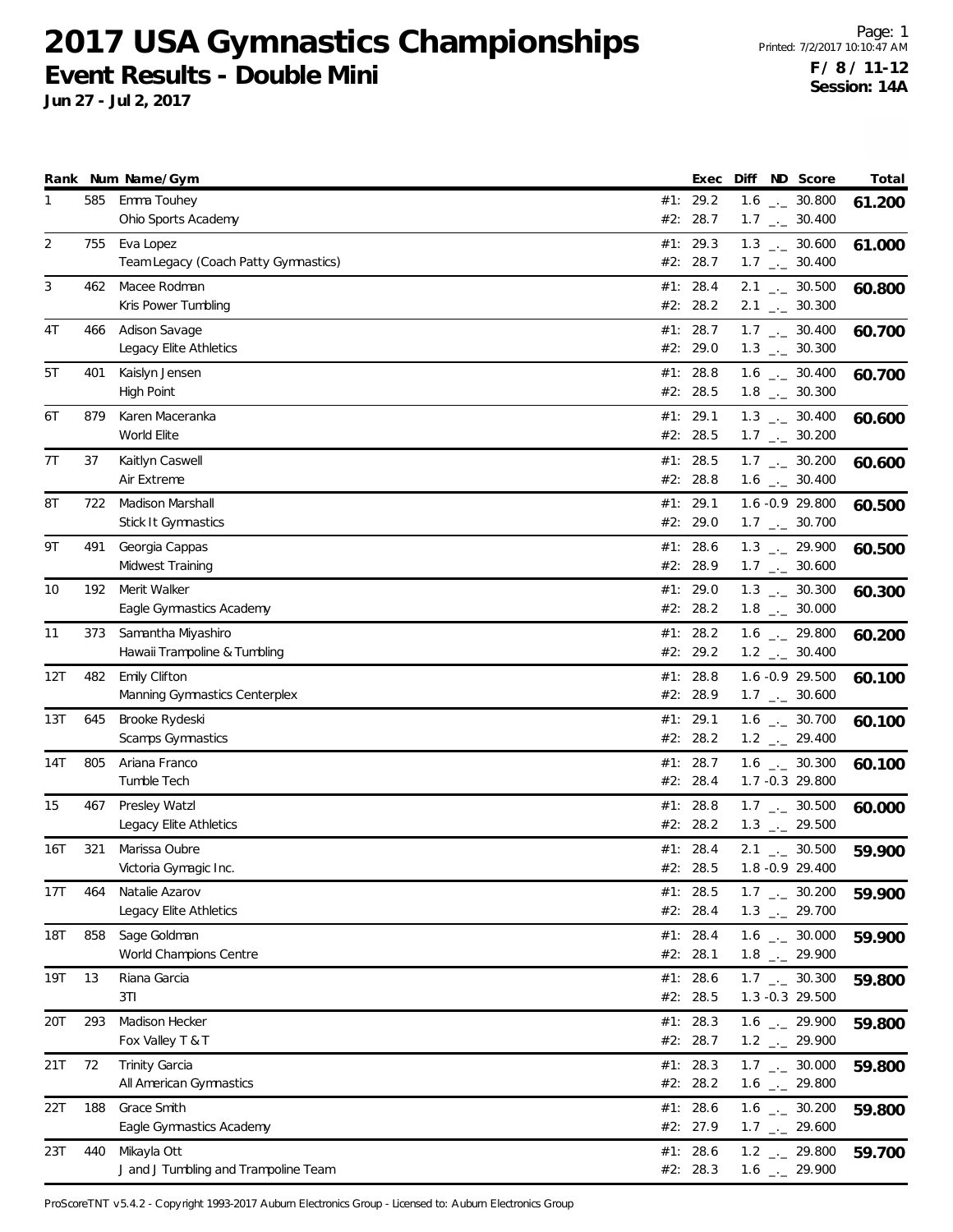# 2017 USA Gymnastics Championships

## Event Results - Double Mini

**Jun 27 - Jul 2, 2017**

Printed: 7/2/2017 10:10:47 AM

**F / 8 / 11-12**
**Session: 14A**

| Rank | Num | Name/Gym | | Exec | Diff | ND | Score | Total |
|---|---|---|---|---|---|---|---|---|
| 1 | 585 | Emma Touhey | #1: | 29.2 | 1.6 | _._ | 30.800 | **61.200** |
| | | Ohio Sports Academy | #2: | 28.7 | 1.7 | _._ | 30.400 | |
| 2 | 755 | Eva Lopez | #1: | 29.3 | 1.3 | _._ | 30.600 | **61.000** |
| | | Team Legacy (Coach Patty Gymnastics) | #2: | 28.7 | 1.7 | _._ | 30.400 | |
| 3 | 462 | Macee Rodman | #1: | 28.4 | 2.1 | _._ | 30.500 | **60.800** |
| | | Kris Power Tumbling | #2: | 28.2 | 2.1 | _._ | 30.300 | |
| 4T | 466 | Adison Savage | #1: | 28.7 | 1.7 | _._ | 30.400 | **60.700** |
| | | Legacy Elite Athletics | #2: | 29.0 | 1.3 | _._ | 30.300 | |
| 5T | 401 | Kaislyn Jensen | #1: | 28.8 | 1.6 | _._ | 30.400 | **60.700** |
| | | High Point | #2: | 28.5 | 1.8 | _._ | 30.300 | |
| 6T | 879 | Karen Maceranka | #1: | 29.1 | 1.3 | _._ | 30.400 | **60.600** |
| | | World Elite | #2: | 28.5 | 1.7 | _._ | 30.200 | |
| 7T | 37 | Kaitlyn Caswell | #1: | 28.5 | 1.7 | _._ | 30.200 | **60.600** |
| | | Air Extreme | #2: | 28.8 | 1.6 | _._ | 30.400 | |
| 8T | 722 | Madison Marshall | #1: | 29.1 | 1.6 | -0.9 | 29.800 | **60.500** |
| | | Stick It Gymnastics | #2: | 29.0 | 1.7 | _._ | 30.700 | |
| 9T | 491 | Georgia Cappas | #1: | 28.6 | 1.3 | _._ | 29.900 | **60.500** |
| | | Midwest Training | #2: | 28.9 | 1.7 | _._ | 30.600 | |
| 10 | 192 | Merit Walker | #1: | 29.0 | 1.3 | _._ | 30.300 | **60.300** |
| | | Eagle Gymnastics Academy | #2: | 28.2 | 1.8 | _._ | 30.000 | |
| 11 | 373 | Samantha Miyashiro | #1: | 28.2 | 1.6 | _._ | 29.800 | **60.200** |
| | | Hawaii Trampoline & Tumbling | #2: | 29.2 | 1.2 | _._ | 30.400 | |
| 12T | 482 | Emily Clifton | #1: | 28.8 | 1.6 | -0.9 | 29.500 | **60.100** |
| | | Manning Gymnastics Centerplex | #2: | 28.9 | 1.7 | _._ | 30.600 | |
| 13T | 645 | Brooke Rydeski | #1: | 29.1 | 1.6 | _._ | 30.700 | **60.100** |
| | | Scamps Gymnastics | #2: | 28.2 | 1.2 | _._ | 29.400 | |
| 14T | 805 | Ariana Franco | #1: | 28.7 | 1.6 | _._ | 30.300 | **60.100** |
| | | Tumble Tech | #2: | 28.4 | 1.7 | -0.3 | 29.800 | |
| 15 | 467 | Presley Watzl | #1: | 28.8 | 1.7 | _._ | 30.500 | **60.000** |
| | | Legacy Elite Athletics | #2: | 28.2 | 1.3 | _._ | 29.500 | |
| 16T | 321 | Marissa Oubre | #1: | 28.4 | 2.1 | _._ | 30.500 | **59.900** |
| | | Victoria Gymagic Inc. | #2: | 28.5 | 1.8 | -0.9 | 29.400 | |
| 17T | 464 | Natalie Azarov | #1: | 28.5 | 1.7 | _._ | 30.200 | **59.900** |
| | | Legacy Elite Athletics | #2: | 28.4 | 1.3 | _._ | 29.700 | |
| 18T | 858 | Sage Goldman | #1: | 28.4 | 1.6 | _._ | 30.000 | **59.900** |
| | | World Champions Centre | #2: | 28.1 | 1.8 | _._ | 29.900 | |
| 19T | 13 | Riana Garcia | #1: | 28.6 | 1.7 | _._ | 30.300 | **59.800** |
| | | 3TI | #2: | 28.5 | 1.3 | -0.3 | 29.500 | |
| 20T | 293 | Madison Hecker | #1: | 28.3 | 1.6 | _._ | 29.900 | **59.800** |
| | | Fox Valley T & T | #2: | 28.7 | 1.2 | _._ | 29.900 | |
| 21T | 72 | Trinity Garcia | #1: | 28.3 | 1.7 | _._ | 30.000 | **59.800** |
| | | All American Gymnastics | #2: | 28.2 | 1.6 | _._ | 29.800 | |
| 22T | 188 | Grace Smith | #1: | 28.6 | 1.6 | _._ | 30.200 | **59.800** |
| | | Eagle Gymnastics Academy | #2: | 27.9 | 1.7 | _._ | 29.600 | |
| 23T | 440 | Mikayla Ott | #1: | 28.6 | 1.2 | _._ | 29.800 | **59.700** |
| | | J and J Tumbling and Trampoline Team | #2: | 28.3 | 1.6 | _._ | 29.900 | |

ProScoreTNT v5.4.2 - Copyright 1993-2017 Auburn Electronics Group - Licensed to: Auburn Electronics Group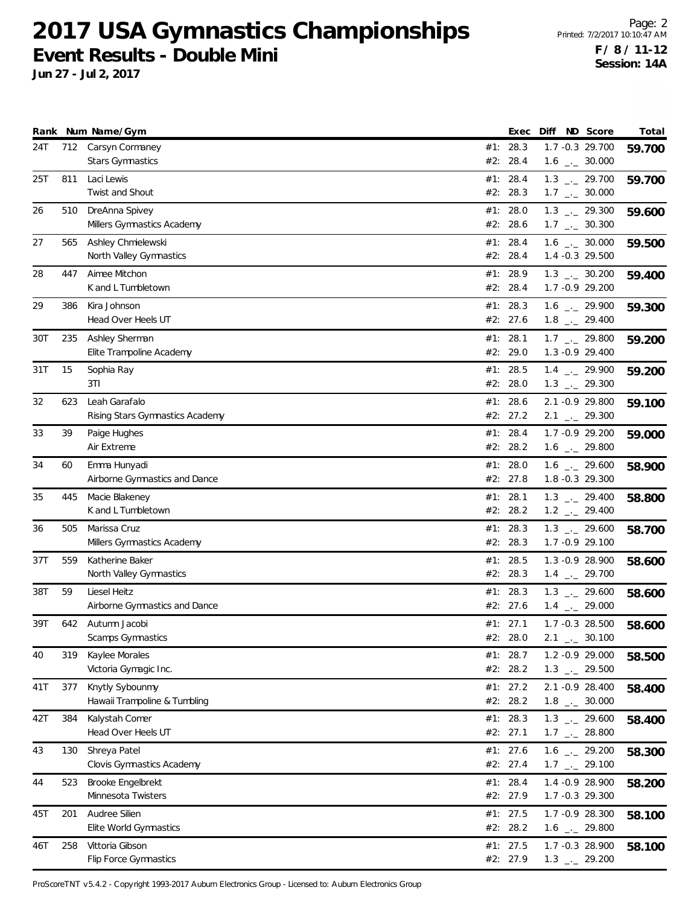# 2017 USA Gymnastics Championships

## Event Results - Double Mini

**Jun 27 - Jul 2, 2017**

**F / 8 / 11-12**
**Session: 14A**

| Rank | Num | Name/Gym | | Exec | Diff | ND | Score | Total |
|---|---|---|---|---|---|---|---|---|
| 24T | 712 | Carsyn Cormaney | #1: | 28.3 | 1.7 | -0.3 | 29.700 | **59.700** |
| | | Stars Gymnastics | #2: | 28.4 | 1.6 | _._ | 30.000 | |
| 25T | 811 | Laci Lewis | #1: | 28.4 | 1.3 | _._ | 29.700 | **59.700** |
| | | Twist and Shout | #2: | 28.3 | 1.7 | _._ | 30.000 | |
| 26 | 510 | DreAnna Spivey | #1: | 28.0 | 1.3 | _._ | 29.300 | **59.600** |
| | | Millers Gymnastics Academy | #2: | 28.6 | 1.7 | _._ | 30.300 | |
| 27 | 565 | Ashley Chmielewski | #1: | 28.4 | 1.6 | _._ | 30.000 | **59.500** |
| | | North Valley Gymnastics | #2: | 28.4 | 1.4 | -0.3 | 29.500 | |
| 28 | 447 | Aimee Mitchon | #1: | 28.9 | 1.3 | _._ | 30.200 | **59.400** |
| | | K and L Tumbletown | #2: | 28.4 | 1.7 | -0.9 | 29.200 | |
| 29 | 386 | Kira Johnson | #1: | 28.3 | 1.6 | _._ | 29.900 | **59.300** |
| | | Head Over Heels UT | #2: | 27.6 | 1.8 | _._ | 29.400 | |
| 30T | 235 | Ashley Sherman | #1: | 28.1 | 1.7 | _._ | 29.800 | **59.200** |
| | | Elite Trampoline Academy | #2: | 29.0 | 1.3 | -0.9 | 29.400 | |
| 31T | 15 | Sophia Ray | #1: | 28.5 | 1.4 | _._ | 29.900 | **59.200** |
| | | 3TI | #2: | 28.0 | 1.3 | _._ | 29.300 | |
| 32 | 623 | Leah Garafalo | #1: | 28.6 | 2.1 | -0.9 | 29.800 | **59.100** |
| | | Rising Stars Gymnastics Academy | #2: | 27.2 | 2.1 | _._ | 29.300 | |
| 33 | 39 | Paige Hughes | #1: | 28.4 | 1.7 | -0.9 | 29.200 | **59.000** |
| | | Air Extreme | #2: | 28.2 | 1.6 | _._ | 29.800 | |
| 34 | 60 | Emma Hunyadi | #1: | 28.0 | 1.6 | _._ | 29.600 | **58.900** |
| | | Airborne Gymnastics and Dance | #2: | 27.8 | 1.8 | -0.3 | 29.300 | |
| 35 | 445 | Macie Blakeney | #1: | 28.1 | 1.3 | _._ | 29.400 | **58.800** |
| | | K and L Tumbletown | #2: | 28.2 | 1.2 | _._ | 29.400 | |
| 36 | 505 | Marissa Cruz | #1: | 28.3 | 1.3 | _._ | 29.600 | **58.700** |
| | | Millers Gymnastics Academy | #2: | 28.3 | 1.7 | -0.9 | 29.100 | |
| 37T | 559 | Katherine Baker | #1: | 28.5 | 1.3 | -0.9 | 28.900 | **58.600** |
| | | North Valley Gymnastics | #2: | 28.3 | 1.4 | _._ | 29.700 | |
| 38T | 59 | Liesel Heitz | #1: | 28.3 | 1.3 | _._ | 29.600 | **58.600** |
| | | Airborne Gymnastics and Dance | #2: | 27.6 | 1.4 | _._ | 29.000 | |
| 39T | 642 | Autumn Jacobi | #1: | 27.1 | 1.7 | -0.3 | 28.500 | **58.600** |
| | | Scamps Gymnastics | #2: | 28.0 | 2.1 | _._ | 30.100 | |
| 40 | 319 | Kaylee Morales | #1: | 28.7 | 1.2 | -0.9 | 29.000 | **58.500** |
| | | Victoria Gymagic Inc. | #2: | 28.2 | 1.3 | _._ | 29.500 | |
| 41T | 377 | Knytly Sybounmy | #1: | 27.2 | 2.1 | -0.9 | 28.400 | **58.400** |
| | | Hawaii Trampoline & Tumbling | #2: | 28.2 | 1.8 | _._ | 30.000 | |
| 42T | 384 | Kalystah Comer | #1: | 28.3 | 1.3 | _._ | 29.600 | **58.400** |
| | | Head Over Heels UT | #2: | 27.1 | 1.7 | _._ | 28.800 | |
| 43 | 130 | Shreya Patel | #1: | 27.6 | 1.6 | _._ | 29.200 | **58.300** |
| | | Clovis Gymnastics Academy | #2: | 27.4 | 1.7 | _._ | 29.100 | |
| 44 | 523 | Brooke Engelbrekt | #1: | 28.4 | 1.4 | -0.9 | 28.900 | **58.200** |
| | | Minnesota Twisters | #2: | 27.9 | 1.7 | -0.3 | 29.300 | |
| 45T | 201 | Audree Silien | #1: | 27.5 | 1.7 | -0.9 | 28.300 | **58.100** |
| | | Elite World Gymnastics | #2: | 28.2 | 1.6 | _._ | 29.800 | |
| 46T | 258 | Vittoria Gibson | #1: | 27.5 | 1.7 | -0.3 | 28.900 | **58.100** |
| | | Flip Force Gymnastics | #2: | 27.9 | 1.3 | _._ | 29.200 | |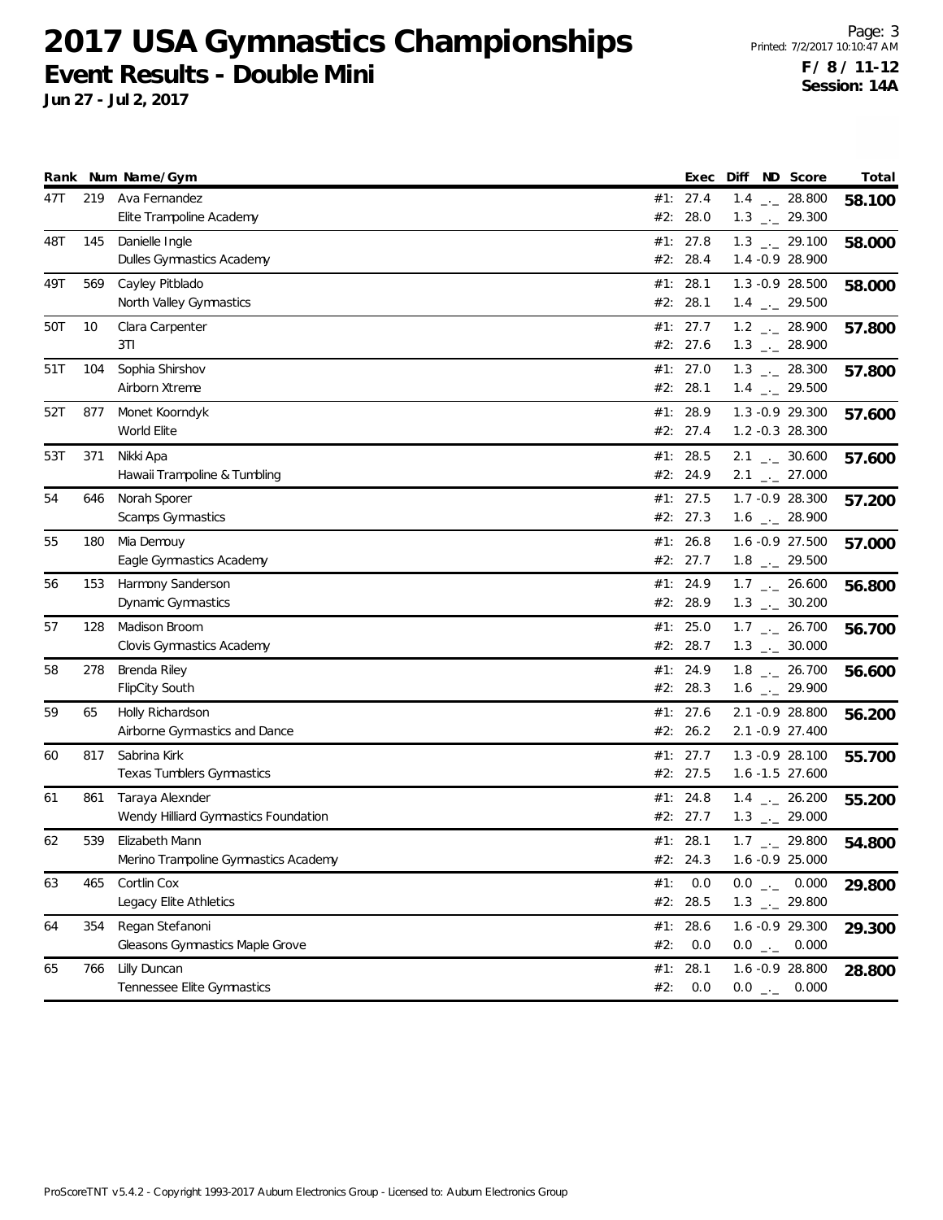# 2017 USA Gymnastics Championships

## Event Results - Double Mini

**Jun 27 - Jul 2, 2017**

**F / 8 / 11-12**
**Session: 14A**

| Rank | Num | Name/Gym | | Exec | Diff | ND | Score | Total |
|---|---|---|---|---|---|---|---|---|
| 47T | 219 | Ava Fernandez | #1: | 27.4 | 1.4 | _._ | 28.800 | **58.100** |
| | | Elite Trampoline Academy | #2: | 28.0 | 1.3 | _._ | 29.300 | |
| 48T | 145 | Danielle Ingle | #1: | 27.8 | 1.3 | _._ | 29.100 | **58.000** |
| | | Dulles Gymnastics Academy | #2: | 28.4 | 1.4 | -0.9 | 28.900 | |
| 49T | 569 | Cayley Pitblado | #1: | 28.1 | 1.3 | -0.9 | 28.500 | **58.000** |
| | | North Valley Gymnastics | #2: | 28.1 | 1.4 | _._ | 29.500 | |
| 50T | 10 | Clara Carpenter | #1: | 27.7 | 1.2 | _._ | 28.900 | **57.800** |
| | | 3TI | #2: | 27.6 | 1.3 | _._ | 28.900 | |
| 51T | 104 | Sophia Shirshov | #1: | 27.0 | 1.3 | _._ | 28.300 | **57.800** |
| | | Airborn Xtreme | #2: | 28.1 | 1.4 | _._ | 29.500 | |
| 52T | 877 | Monet Koorndyk | #1: | 28.9 | 1.3 | -0.9 | 29.300 | **57.600** |
| | | World Elite | #2: | 27.4 | 1.2 | -0.3 | 28.300 | |
| 53T | 371 | Nikki Apa | #1: | 28.5 | 2.1 | _._ | 30.600 | **57.600** |
| | | Hawaii Trampoline & Tumbling | #2: | 24.9 | 2.1 | _._ | 27.000 | |
| 54 | 646 | Norah Sporer | #1: | 27.5 | 1.7 | -0.9 | 28.300 | **57.200** |
| | | Scamps Gymnastics | #2: | 27.3 | 1.6 | _._ | 28.900 | |
| 55 | 180 | Mia Demouy | #1: | 26.8 | 1.6 | -0.9 | 27.500 | **57.000** |
| | | Eagle Gymnastics Academy | #2: | 27.7 | 1.8 | _._ | 29.500 | |
| 56 | 153 | Harmony Sanderson | #1: | 24.9 | 1.7 | _._ | 26.600 | **56.800** |
| | | Dynamic Gymnastics | #2: | 28.9 | 1.3 | _._ | 30.200 | |
| 57 | 128 | Madison Broom | #1: | 25.0 | 1.7 | _._ | 26.700 | **56.700** |
| | | Clovis Gymnastics Academy | #2: | 28.7 | 1.3 | _._ | 30.000 | |
| 58 | 278 | Brenda Riley | #1: | 24.9 | 1.8 | _._ | 26.700 | **56.600** |
| | | FlipCity South | #2: | 28.3 | 1.6 | _._ | 29.900 | |
| 59 | 65 | Holly Richardson | #1: | 27.6 | 2.1 | -0.9 | 28.800 | **56.200** |
| | | Airborne Gymnastics and Dance | #2: | 26.2 | 2.1 | -0.9 | 27.400 | |
| 60 | 817 | Sabrina Kirk | #1: | 27.7 | 1.3 | -0.9 | 28.100 | **55.700** |
| | | Texas Tumblers Gymnastics | #2: | 27.5 | 1.6 | -1.5 | 27.600 | |
| 61 | 861 | Taraya Alexnder | #1: | 24.8 | 1.4 | _._ | 26.200 | **55.200** |
| | | Wendy Hilliard Gymnastics Foundation | #2: | 27.7 | 1.3 | _._ | 29.000 | |
| 62 | 539 | Elizabeth Mann | #1: | 28.1 | 1.7 | _._ | 29.800 | **54.800** |
| | | Merino Trampoline Gymnastics Academy | #2: | 24.3 | 1.6 | -0.9 | 25.000 | |
| 63 | 465 | Cortlin Cox | #1: | 0.0 | 0.0 | _._ | 0.000 | **29.800** |
| | | Legacy Elite Athletics | #2: | 28.5 | 1.3 | _._ | 29.800 | |
| 64 | 354 | Regan Stefanoni | #1: | 28.6 | 1.6 | -0.9 | 29.300 | **29.300** |
| | | Gleasons Gymnastics Maple Grove | #2: | 0.0 | 0.0 | _._ | 0.000 | |
| 65 | 766 | Lilly Duncan | #1: | 28.1 | 1.6 | -0.9 | 28.800 | **28.800** |
| | | Tennessee Elite Gymnastics | #2: | 0.0 | 0.0 | _._ | 0.000 | |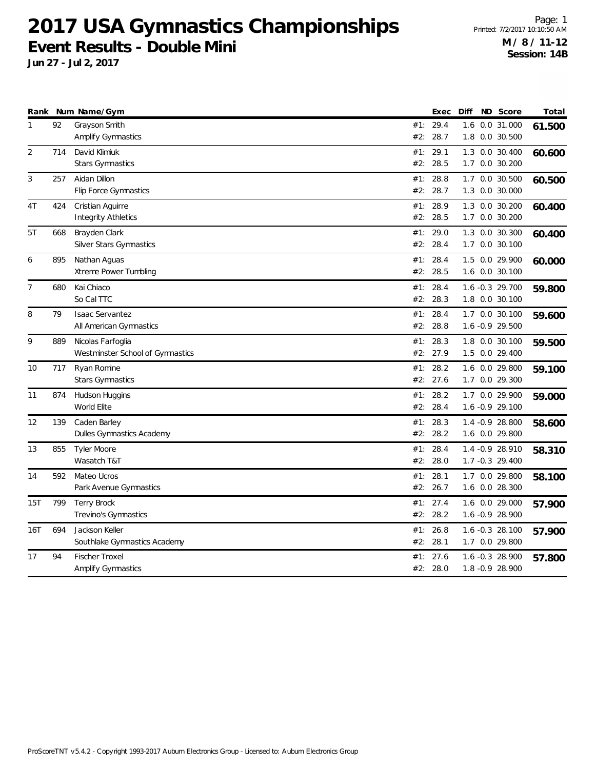# 2017 USA Gymnastics Championships

## Event Results - Double Mini

**Jun 27 - Jul 2, 2017**

**M / 8 / 11-12**
**Session: 14B**

| Rank | Num | Name/Gym | | Exec | Diff | ND | Score | Total |
|---|---|---|---|---|---|---|---|---|
| 1 | 92 | Grayson Smith | #1: | 29.4 | 1.6 | 0.0 | 31.000 | **61.500** |
| | | Amplify Gymnastics | #2: | 28.7 | 1.8 | 0.0 | 30.500 | |
| 2 | 714 | David Klimiuk | #1: | 29.1 | 1.3 | 0.0 | 30.400 | **60.600** |
| | | Stars Gymnastics | #2: | 28.5 | 1.7 | 0.0 | 30.200 | |
| 3 | 257 | Aidan Dillon | #1: | 28.8 | 1.7 | 0.0 | 30.500 | **60.500** |
| | | Flip Force Gymnastics | #2: | 28.7 | 1.3 | 0.0 | 30.000 | |
| 4T | 424 | Cristian Aguirre | #1: | 28.9 | 1.3 | 0.0 | 30.200 | **60.400** |
| | | Integrity Athletics | #2: | 28.5 | 1.7 | 0.0 | 30.200 | |
| 5T | 668 | Brayden Clark | #1: | 29.0 | 1.3 | 0.0 | 30.300 | **60.400** |
| | | Silver Stars Gymnastics | #2: | 28.4 | 1.7 | 0.0 | 30.100 | |
| 6 | 895 | Nathan Aguas | #1: | 28.4 | 1.5 | 0.0 | 29.900 | **60.000** |
| | | Xtreme Power Tumbling | #2: | 28.5 | 1.6 | 0.0 | 30.100 | |
| 7 | 680 | Kai Chiaco | #1: | 28.4 | 1.6 | -0.3 | 29.700 | **59.800** |
| | | So Cal TTC | #2: | 28.3 | 1.8 | 0.0 | 30.100 | |
| 8 | 79 | Isaac Servantez | #1: | 28.4 | 1.7 | 0.0 | 30.100 | **59.600** |
| | | All American Gymnastics | #2: | 28.8 | 1.6 | -0.9 | 29.500 | |
| 9 | 889 | Nicolas Farfoglia | #1: | 28.3 | 1.8 | 0.0 | 30.100 | **59.500** |
| | | Westminster School of Gymnastics | #2: | 27.9 | 1.5 | 0.0 | 29.400 | |
| 10 | 717 | Ryan Romine | #1: | 28.2 | 1.6 | 0.0 | 29.800 | **59.100** |
| | | Stars Gymnastics | #2: | 27.6 | 1.7 | 0.0 | 29.300 | |
| 11 | 874 | Hudson Huggins | #1: | 28.2 | 1.7 | 0.0 | 29.900 | **59.000** |
| | | World Elite | #2: | 28.4 | 1.6 | -0.9 | 29.100 | |
| 12 | 139 | Caden Barley | #1: | 28.3 | 1.4 | -0.9 | 28.800 | **58.600** |
| | | Dulles Gymnastics Academy | #2: | 28.2 | 1.6 | 0.0 | 29.800 | |
| 13 | 855 | Tyler Moore | #1: | 28.4 | 1.4 | -0.9 | 28.910 | **58.310** |
| | | Wasatch T&T | #2: | 28.0 | 1.7 | -0.3 | 29.400 | |
| 14 | 592 | Mateo Ucros | #1: | 28.1 | 1.7 | 0.0 | 29.800 | **58.100** |
| | | Park Avenue Gymnastics | #2: | 26.7 | 1.6 | 0.0 | 28.300 | |
| 15T | 799 | Terry Brock | #1: | 27.4 | 1.6 | 0.0 | 29.000 | **57.900** |
| | | Trevino's Gymnastics | #2: | 28.2 | 1.6 | -0.9 | 28.900 | |
| 16T | 694 | Jackson Keller | #1: | 26.8 | 1.6 | -0.3 | 28.100 | **57.900** |
| | | Southlake Gymnastics Academy | #2: | 28.1 | 1.7 | 0.0 | 29.800 | |
| 17 | 94 | Fischer Troxel | #1: | 27.6 | 1.6 | -0.3 | 28.900 | **57.800** |
| | | Amplify Gymnastics | #2: | 28.0 | 1.8 | -0.9 | 28.900 | |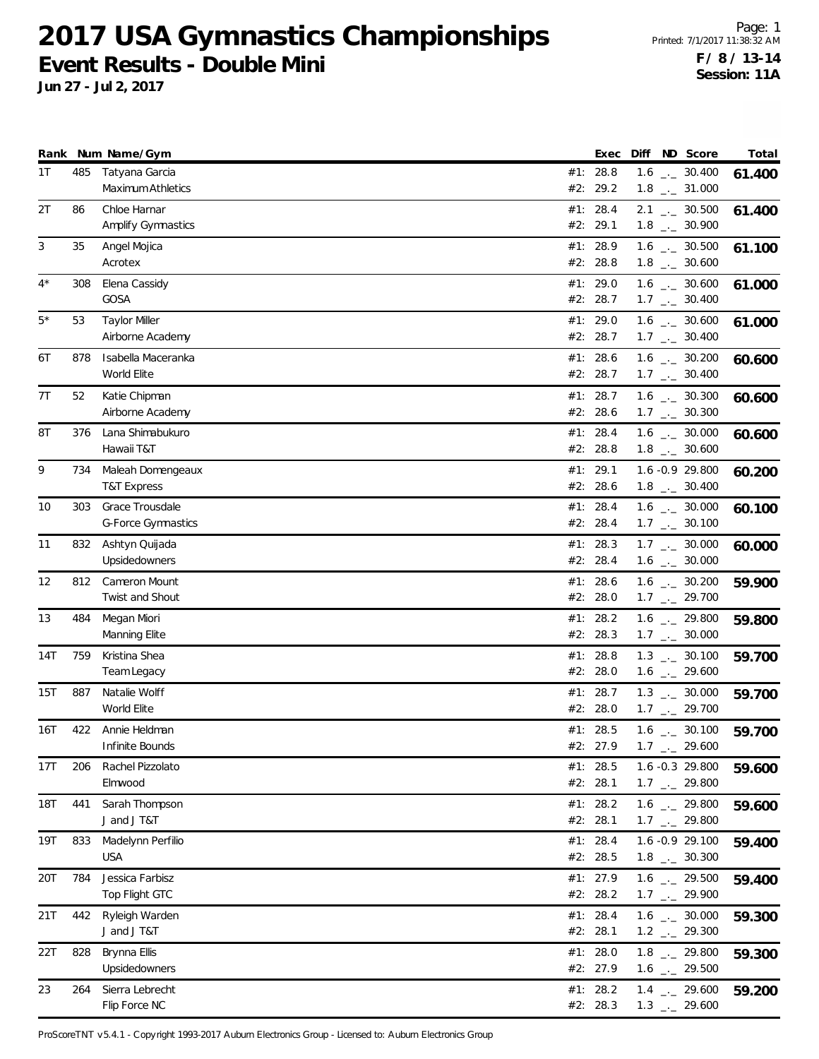# 2017 USA Gymnastics Championships

## Event Results - Double Mini

**Jun 27 - Jul 2, 2017**

Printed: 7/1/2017 11:38:32 AM

**F / 8 / 13-14**
**Session: 11A**

| Rank | Num | Name/Gym | | Exec | Diff | ND | Score | Total |
|---|---|---|---|---|---|---|---|---|
| 1T | 485 | Tatyana Garcia | #1: | 28.8 | 1.6 | _._ | 30.400 | **61.400** |
| | | Maximum Athletics | #2: | 29.2 | 1.8 | _._ | 31.000 | |
| 2T | 86 | Chloe Harnar | #1: | 28.4 | 2.1 | _._ | 30.500 | **61.400** |
| | | Amplify Gymnastics | #2: | 29.1 | 1.8 | _._ | 30.900 | |
| 3 | 35 | Angel Mojica | #1: | 28.9 | 1.6 | _._ | 30.500 | **61.100** |
| | | Acrotex | #2: | 28.8 | 1.8 | _._ | 30.600 | |
| 4* | 308 | Elena Cassidy | #1: | 29.0 | 1.6 | _._ | 30.600 | **61.000** |
| | | GOSA | #2: | 28.7 | 1.7 | _._ | 30.400 | |
| 5* | 53 | Taylor Miller | #1: | 29.0 | 1.6 | _._ | 30.600 | **61.000** |
| | | Airborne Academy | #2: | 28.7 | 1.7 | _._ | 30.400 | |
| 6T | 878 | Isabella Maceranka | #1: | 28.6 | 1.6 | _._ | 30.200 | **60.600** |
| | | World Elite | #2: | 28.7 | 1.7 | _._ | 30.400 | |
| 7T | 52 | Katie Chipman | #1: | 28.7 | 1.6 | _._ | 30.300 | **60.600** |
| | | Airborne Academy | #2: | 28.6 | 1.7 | _._ | 30.300 | |
| 8T | 376 | Lana Shimabukuro | #1: | 28.4 | 1.6 | _._ | 30.000 | **60.600** |
| | | Hawaii T&T | #2: | 28.8 | 1.8 | _._ | 30.600 | |
| 9 | 734 | Maleah Domengeaux | #1: | 29.1 | 1.6 | -0.9 | 29.800 | **60.200** |
| | | T&T Express | #2: | 28.6 | 1.8 | _._ | 30.400 | |
| 10 | 303 | Grace Trousdale | #1: | 28.4 | 1.6 | _._ | 30.000 | **60.100** |
| | | G-Force Gymnastics | #2: | 28.4 | 1.7 | _._ | 30.100 | |
| 11 | 832 | Ashtyn Quijada | #1: | 28.3 | 1.7 | _._ | 30.000 | **60.000** |
| | | Upsidedowners | #2: | 28.4 | 1.6 | _._ | 30.000 | |
| 12 | 812 | Cameron Mount | #1: | 28.6 | 1.6 | _._ | 30.200 | **59.900** |
| | | Twist and Shout | #2: | 28.0 | 1.7 | _._ | 29.700 | |
| 13 | 484 | Megan Miori | #1: | 28.2 | 1.6 | _._ | 29.800 | **59.800** |
| | | Manning Elite | #2: | 28.3 | 1.7 | _._ | 30.000 | |
| 14T | 759 | Kristina Shea | #1: | 28.8 | 1.3 | _._ | 30.100 | **59.700** |
| | | Team Legacy | #2: | 28.0 | 1.6 | _._ | 29.600 | |
| 15T | 887 | Natalie Wolff | #1: | 28.7 | 1.3 | _._ | 30.000 | **59.700** |
| | | World Elite | #2: | 28.0 | 1.7 | _._ | 29.700 | |
| 16T | 422 | Annie Heldman | #1: | 28.5 | 1.6 | _._ | 30.100 | **59.700** |
| | | Infinite Bounds | #2: | 27.9 | 1.7 | _._ | 29.600 | |
| 17T | 206 | Rachel Pizzolato | #1: | 28.5 | 1.6 | -0.3 | 29.800 | **59.600** |
| | | Elmwood | #2: | 28.1 | 1.7 | _._ | 29.800 | |
| 18T | 441 | Sarah Thompson | #1: | 28.2 | 1.6 | _._ | 29.800 | **59.600** |
| | | J and J T&T | #2: | 28.1 | 1.7 | _._ | 29.800 | |
| 19T | 833 | Madelynn Perfilio | #1: | 28.4 | 1.6 | -0.9 | 29.100 | **59.400** |
| | | USA | #2: | 28.5 | 1.8 | _._ | 30.300 | |
| 20T | 784 | Jessica Farbisz | #1: | 27.9 | 1.6 | _._ | 29.500 | **59.400** |
| | | Top Flight GTC | #2: | 28.2 | 1.7 | _._ | 29.900 | |
| 21T | 442 | Ryleigh Warden | #1: | 28.4 | 1.6 | _._ | 30.000 | **59.300** |
| | | J and J T&T | #2: | 28.1 | 1.2 | _._ | 29.300 | |
| 22T | 828 | Brynna Ellis | #1: | 28.0 | 1.8 | _._ | 29.800 | **59.300** |
| | | Upsidedowners | #2: | 27.9 | 1.6 | _._ | 29.500 | |
| 23 | 264 | Sierra Lebrecht | #1: | 28.2 | 1.4 | _._ | 29.600 | **59.200** |
| | | Flip Force NC | #2: | 28.3 | 1.3 | _._ | 29.600 | |

ProScoreTNT v5.4.1 - Copyright 1993-2017 Auburn Electronics Group - Licensed to: Auburn Electronics Group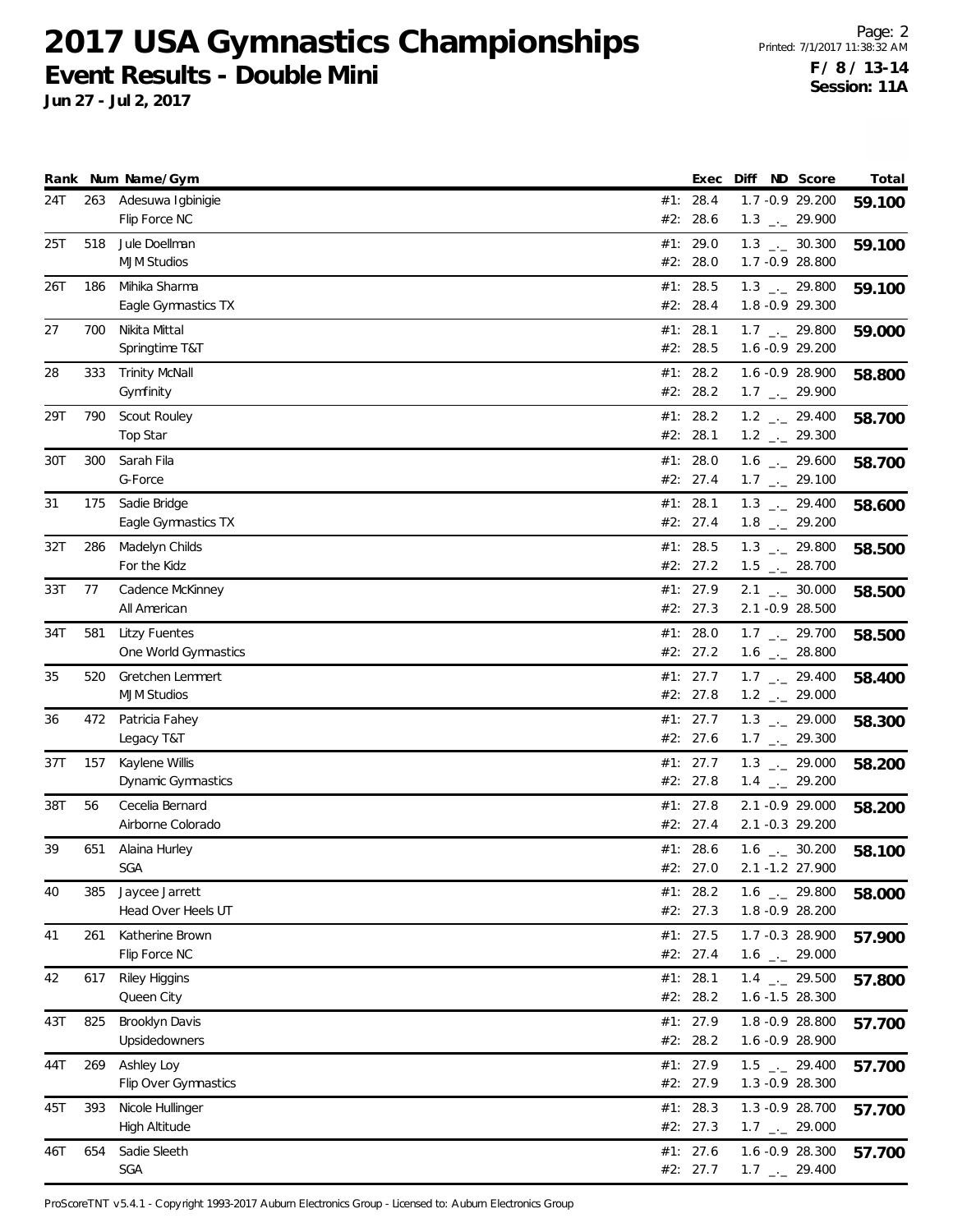# 2017 USA Gymnastics Championships

## Event Results - Double Mini

**Jun 27 - Jul 2, 2017**

**F / 8 / 13-14**
**Session: 11A**

| Rank | Num | Name/Gym | | Exec | Diff | ND | Score | Total |
|---|---|---|---|---|---|---|---|---|
| 24T | 263 | Adesuwa Igbinigie | #1: | 28.4 | 1.7 | -0.9 | 29.200 | **59.100** |
| | | Flip Force NC | #2: | 28.6 | 1.3 | _._ | 29.900 | |
| 25T | 518 | Jule Doellman | #1: | 29.0 | 1.3 | _._ | 30.300 | **59.100** |
| | | MJM Studios | #2: | 28.0 | 1.7 | -0.9 | 28.800 | |
| 26T | 186 | Mihika Sharma | #1: | 28.5 | 1.3 | _._ | 29.800 | **59.100** |
| | | Eagle Gymnastics TX | #2: | 28.4 | 1.8 | -0.9 | 29.300 | |
| 27 | 700 | Nikita Mittal | #1: | 28.1 | 1.7 | _._ | 29.800 | **59.000** |
| | | Springtime T&T | #2: | 28.5 | 1.6 | -0.9 | 29.200 | |
| 28 | 333 | Trinity McNall | #1: | 28.2 | 1.6 | -0.9 | 28.900 | **58.800** |
| | | Gymfinity | #2: | 28.2 | 1.7 | _._ | 29.900 | |
| 29T | 790 | Scout Rouley | #1: | 28.2 | 1.2 | _._ | 29.400 | **58.700** |
| | | Top Star | #2: | 28.1 | 1.2 | _._ | 29.300 | |
| 30T | 300 | Sarah Fila | #1: | 28.0 | 1.6 | _._ | 29.600 | **58.700** |
| | | G-Force | #2: | 27.4 | 1.7 | _._ | 29.100 | |
| 31 | 175 | Sadie Bridge | #1: | 28.1 | 1.3 | _._ | 29.400 | **58.600** |
| | | Eagle Gymnastics TX | #2: | 27.4 | 1.8 | _._ | 29.200 | |
| 32T | 286 | Madelyn Childs | #1: | 28.5 | 1.3 | _._ | 29.800 | **58.500** |
| | | For the Kidz | #2: | 27.2 | 1.5 | _._ | 28.700 | |
| 33T | 77 | Cadence McKinney | #1: | 27.9 | 2.1 | _._ | 30.000 | **58.500** |
| | | All American | #2: | 27.3 | 2.1 | -0.9 | 28.500 | |
| 34T | 581 | Litzy Fuentes | #1: | 28.0 | 1.7 | _._ | 29.700 | **58.500** |
| | | One World Gymnastics | #2: | 27.2 | 1.6 | _._ | 28.800 | |
| 35 | 520 | Gretchen Lemmert | #1: | 27.7 | 1.7 | _._ | 29.400 | **58.400** |
| | | MJM Studios | #2: | 27.8 | 1.2 | _._ | 29.000 | |
| 36 | 472 | Patricia Fahey | #1: | 27.7 | 1.3 | _._ | 29.000 | **58.300** |
| | | Legacy T&T | #2: | 27.6 | 1.7 | _._ | 29.300 | |
| 37T | 157 | Kaylene Willis | #1: | 27.7 | 1.3 | _._ | 29.000 | **58.200** |
| | | Dynamic Gymnastics | #2: | 27.8 | 1.4 | _._ | 29.200 | |
| 38T | 56 | Cecelia Bernard | #1: | 27.8 | 2.1 | -0.9 | 29.000 | **58.200** |
| | | Airborne Colorado | #2: | 27.4 | 2.1 | -0.3 | 29.200 | |
| 39 | 651 | Alaina Hurley | #1: | 28.6 | 1.6 | _._ | 30.200 | **58.100** |
| | | SGA | #2: | 27.0 | 2.1 | -1.2 | 27.900 | |
| 40 | 385 | Jaycee Jarrett | #1: | 28.2 | 1.6 | _._ | 29.800 | **58.000** |
| | | Head Over Heels UT | #2: | 27.3 | 1.8 | -0.9 | 28.200 | |
| 41 | 261 | Katherine Brown | #1: | 27.5 | 1.7 | -0.3 | 28.900 | **57.900** |
| | | Flip Force NC | #2: | 27.4 | 1.6 | _._ | 29.000 | |
| 42 | 617 | Riley Higgins | #1: | 28.1 | 1.4 | _._ | 29.500 | **57.800** |
| | | Queen City | #2: | 28.2 | 1.6 | -1.5 | 28.300 | |
| 43T | 825 | Brooklyn Davis | #1: | 27.9 | 1.8 | -0.9 | 28.800 | **57.700** |
| | | Upsidedowners | #2: | 28.2 | 1.6 | -0.9 | 28.900 | |
| 44T | 269 | Ashley Loy | #1: | 27.9 | 1.5 | _._ | 29.400 | **57.700** |
| | | Flip Over Gymnastics | #2: | 27.9 | 1.3 | -0.9 | 28.300 | |
| 45T | 393 | Nicole Hullinger | #1: | 28.3 | 1.3 | -0.9 | 28.700 | **57.700** |
| | | High Altitude | #2: | 27.3 | 1.7 | _._ | 29.000 | |
| 46T | 654 | Sadie Sleeth | #1: | 27.6 | 1.6 | -0.9 | 28.300 | **57.700** |
| | | SGA | #2: | 27.7 | 1.7 | _._ | 29.400 | |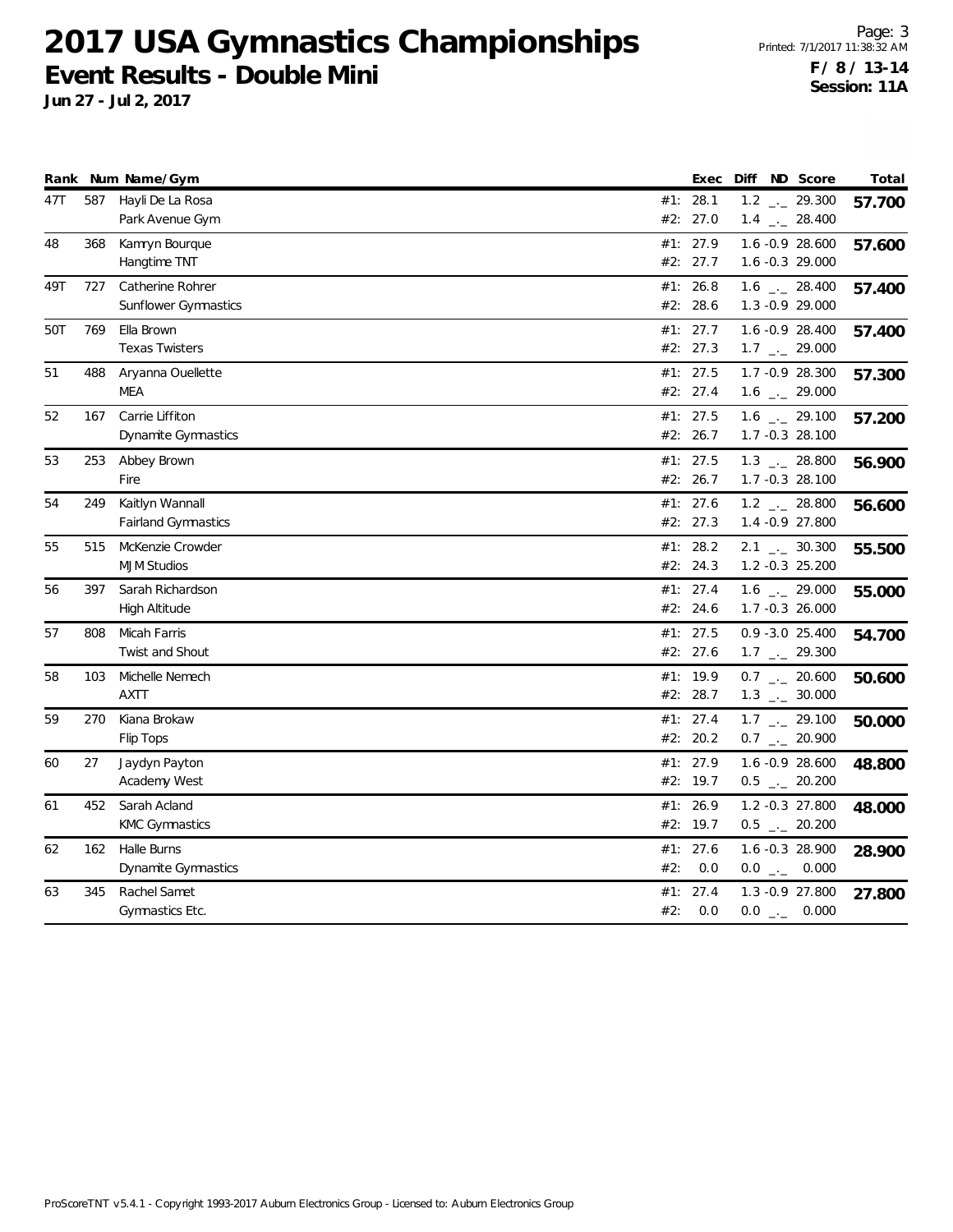# 2017 USA Gymnastics Championships

## Event Results - Double Mini

**Jun 27 - Jul 2, 2017**

**F / 8 / 13-14**
**Session: 11A**

| Rank | Num | Name/Gym | | Exec | Diff | ND | Score | Total |
|---|---|---|---|---|---|---|---|---|
| 47T | 587 | Hayli De La Rosa | #1: | 28.1 | 1.2 | _._ | 29.300 | **57.700** |
| | | Park Avenue Gym | #2: | 27.0 | 1.4 | _._ | 28.400 | |
| 48 | 368 | Kamryn Bourque | #1: | 27.9 | 1.6 | -0.9 | 28.600 | **57.600** |
| | | Hangtime TNT | #2: | 27.7 | 1.6 | -0.3 | 29.000 | |
| 49T | 727 | Catherine Rohrer | #1: | 26.8 | 1.6 | _._ | 28.400 | **57.400** |
| | | Sunflower Gymnastics | #2: | 28.6 | 1.3 | -0.9 | 29.000 | |
| 50T | 769 | Ella Brown | #1: | 27.7 | 1.6 | -0.9 | 28.400 | **57.400** |
| | | Texas Twisters | #2: | 27.3 | 1.7 | _._ | 29.000 | |
| 51 | 488 | Aryanna Ouellette | #1: | 27.5 | 1.7 | -0.9 | 28.300 | **57.300** |
| | | MEA | #2: | 27.4 | 1.6 | _._ | 29.000 | |
| 52 | 167 | Carrie Liffiton | #1: | 27.5 | 1.6 | _._ | 29.100 | **57.200** |
| | | Dynamite Gymnastics | #2: | 26.7 | 1.7 | -0.3 | 28.100 | |
| 53 | 253 | Abbey Brown | #1: | 27.5 | 1.3 | _._ | 28.800 | **56.900** |
| | | Fire | #2: | 26.7 | 1.7 | -0.3 | 28.100 | |
| 54 | 249 | Kaitlyn Wannall | #1: | 27.6 | 1.2 | _._ | 28.800 | **56.600** |
| | | Fairland Gymnastics | #2: | 27.3 | 1.4 | -0.9 | 27.800 | |
| 55 | 515 | McKenzie Crowder | #1: | 28.2 | 2.1 | _._ | 30.300 | **55.500** |
| | | MJM Studios | #2: | 24.3 | 1.2 | -0.3 | 25.200 | |
| 56 | 397 | Sarah Richardson | #1: | 27.4 | 1.6 | _._ | 29.000 | **55.000** |
| | | High Altitude | #2: | 24.6 | 1.7 | -0.3 | 26.000 | |
| 57 | 808 | Micah Farris | #1: | 27.5 | 0.9 | -3.0 | 25.400 | **54.700** |
| | | Twist and Shout | #2: | 27.6 | 1.7 | _._ | 29.300 | |
| 58 | 103 | Michelle Nemech | #1: | 19.9 | 0.7 | _._ | 20.600 | **50.600** |
| | | AXTT | #2: | 28.7 | 1.3 | _._ | 30.000 | |
| 59 | 270 | Kiana Brokaw | #1: | 27.4 | 1.7 | _._ | 29.100 | **50.000** |
| | | Flip Tops | #2: | 20.2 | 0.7 | _._ | 20.900 | |
| 60 | 27 | Jaydyn Payton | #1: | 27.9 | 1.6 | -0.9 | 28.600 | **48.800** |
| | | Academy West | #2: | 19.7 | 0.5 | _._ | 20.200 | |
| 61 | 452 | Sarah Acland | #1: | 26.9 | 1.2 | -0.3 | 27.800 | **48.000** |
| | | KMC Gymnastics | #2: | 19.7 | 0.5 | _._ | 20.200 | |
| 62 | 162 | Halle Burns | #1: | 27.6 | 1.6 | -0.3 | 28.900 | **28.900** |
| | | Dynamite Gymnastics | #2: | 0.0 | 0.0 | _._ | 0.000 | |
| 63 | 345 | Rachel Samet | #1: | 27.4 | 1.3 | -0.9 | 27.800 | **27.800** |
| | | Gymnastics Etc. | #2: | 0.0 | 0.0 | _._ | 0.000 | |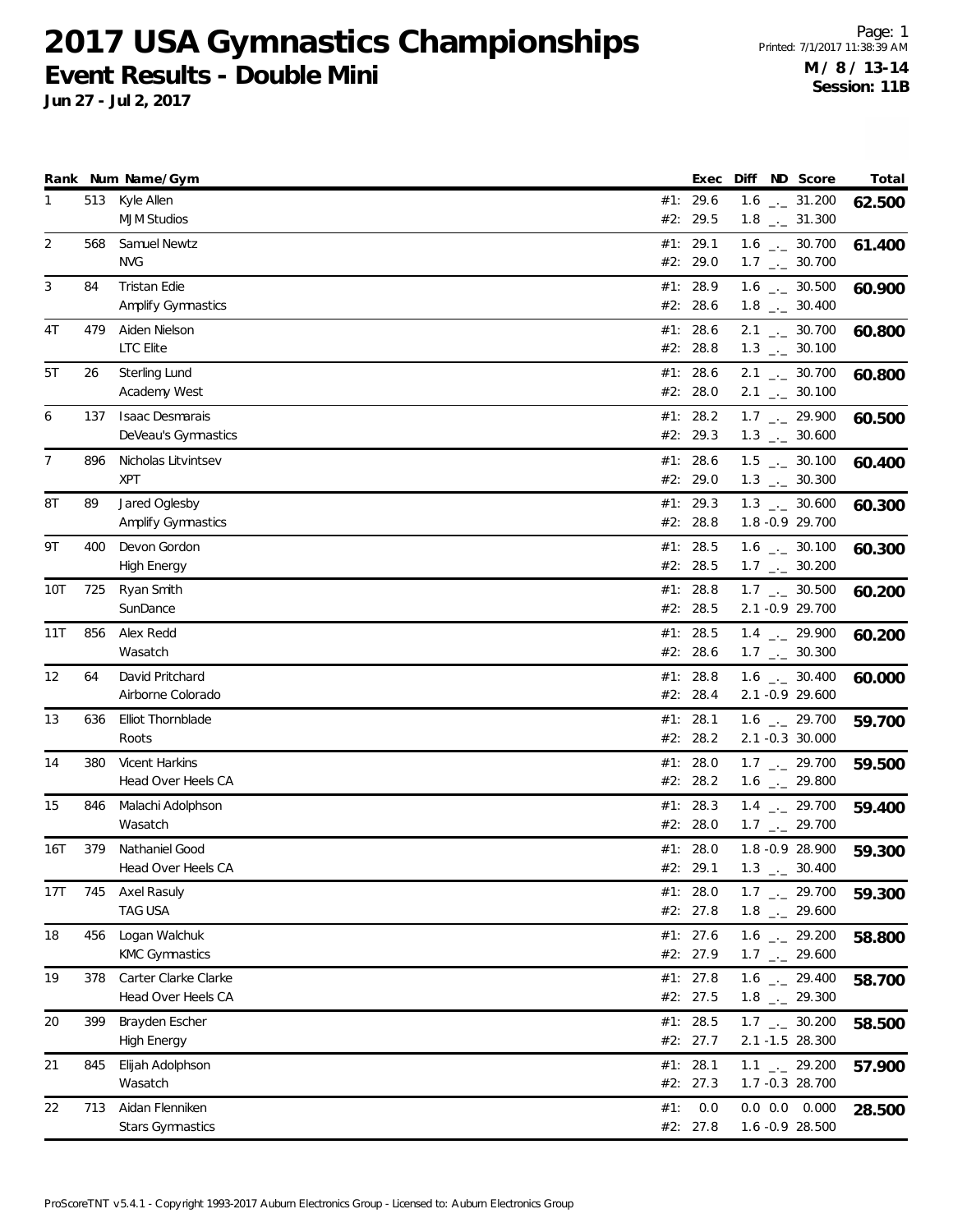# 2017 USA Gymnastics Championships

## Event Results - Double Mini

**Jun 27 - Jul 2, 2017**

**M / 8 / 13-14**
**Session: 11B**

| Rank | Num | Name/Gym | | Exec | Diff | ND | Score | Total |
|---|---|---|---|---|---|---|---|---|
| 1 | 513 | Kyle Allen | #1: | 29.6 | 1.6 | _._ | 31.200 | **62.500** |
| | | MJM Studios | #2: | 29.5 | 1.8 | _._ | 31.300 | |
| 2 | 568 | Samuel Newtz | #1: | 29.1 | 1.6 | _._ | 30.700 | **61.400** |
| | | NVG | #2: | 29.0 | 1.7 | _._ | 30.700 | |
| 3 | 84 | Tristan Edie | #1: | 28.9 | 1.6 | _._ | 30.500 | **60.900** |
| | | Amplify Gymnastics | #2: | 28.6 | 1.8 | _._ | 30.400 | |
| 4T | 479 | Aiden Nielson | #1: | 28.6 | 2.1 | _._ | 30.700 | **60.800** |
| | | LTC Elite | #2: | 28.8 | 1.3 | _._ | 30.100 | |
| 5T | 26 | Sterling Lund | #1: | 28.6 | 2.1 | _._ | 30.700 | **60.800** |
| | | Academy West | #2: | 28.0 | 2.1 | _._ | 30.100 | |
| 6 | 137 | Isaac Desmarais | #1: | 28.2 | 1.7 | _._ | 29.900 | **60.500** |
| | | DeVeau's Gymnastics | #2: | 29.3 | 1.3 | _._ | 30.600 | |
| 7 | 896 | Nicholas Litvintsev | #1: | 28.6 | 1.5 | _._ | 30.100 | **60.400** |
| | | XPT | #2: | 29.0 | 1.3 | _._ | 30.300 | |
| 8T | 89 | Jared Oglesby | #1: | 29.3 | 1.3 | _._ | 30.600 | **60.300** |
| | | Amplify Gymnastics | #2: | 28.8 | 1.8 | -0.9 | 29.700 | |
| 9T | 400 | Devon Gordon | #1: | 28.5 | 1.6 | _._ | 30.100 | **60.300** |
| | | High Energy | #2: | 28.5 | 1.7 | _._ | 30.200 | |
| 10T | 725 | Ryan Smith | #1: | 28.8 | 1.7 | _._ | 30.500 | **60.200** |
| | | SunDance | #2: | 28.5 | 2.1 | -0.9 | 29.700 | |
| 11T | 856 | Alex Redd | #1: | 28.5 | 1.4 | _._ | 29.900 | **60.200** |
| | | Wasatch | #2: | 28.6 | 1.7 | _._ | 30.300 | |
| 12 | 64 | David Pritchard | #1: | 28.8 | 1.6 | _._ | 30.400 | **60.000** |
| | | Airborne Colorado | #2: | 28.4 | 2.1 | -0.9 | 29.600 | |
| 13 | 636 | Elliot Thornblade | #1: | 28.1 | 1.6 | _._ | 29.700 | **59.700** |
| | | Roots | #2: | 28.2 | 2.1 | -0.3 | 30.000 | |
| 14 | 380 | Vicent Harkins | #1: | 28.0 | 1.7 | _._ | 29.700 | **59.500** |
| | | Head Over Heels CA | #2: | 28.2 | 1.6 | _._ | 29.800 | |
| 15 | 846 | Malachi Adolphson | #1: | 28.3 | 1.4 | _._ | 29.700 | **59.400** |
| | | Wasatch | #2: | 28.0 | 1.7 | _._ | 29.700 | |
| 16T | 379 | Nathaniel Good | #1: | 28.0 | 1.8 | -0.9 | 28.900 | **59.300** |
| | | Head Over Heels CA | #2: | 29.1 | 1.3 | _._ | 30.400 | |
| 17T | 745 | Axel Rasuly | #1: | 28.0 | 1.7 | _._ | 29.700 | **59.300** |
| | | TAG USA | #2: | 27.8 | 1.8 | _._ | 29.600 | |
| 18 | 456 | Logan Walchuk | #1: | 27.6 | 1.6 | _._ | 29.200 | **58.800** |
| | | KMC Gymnastics | #2: | 27.9 | 1.7 | _._ | 29.600 | |
| 19 | 378 | Carter Clarke Clarke | #1: | 27.8 | 1.6 | _._ | 29.400 | **58.700** |
| | | Head Over Heels CA | #2: | 27.5 | 1.8 | _._ | 29.300 | |
| 20 | 399 | Brayden Escher | #1: | 28.5 | 1.7 | _._ | 30.200 | **58.500** |
| | | High Energy | #2: | 27.7 | 2.1 | -1.5 | 28.300 | |
| 21 | 845 | Elijah Adolphson | #1: | 28.1 | 1.1 | _._ | 29.200 | **57.900** |
| | | Wasatch | #2: | 27.3 | 1.7 | -0.3 | 28.700 | |
| 22 | 713 | Aidan Flenniken | #1: | 0.0 | 0.0 | 0.0 | 0.000 | **28.500** |
| | | Stars Gymnastics | #2: | 27.8 | 1.6 | -0.9 | 28.500 | |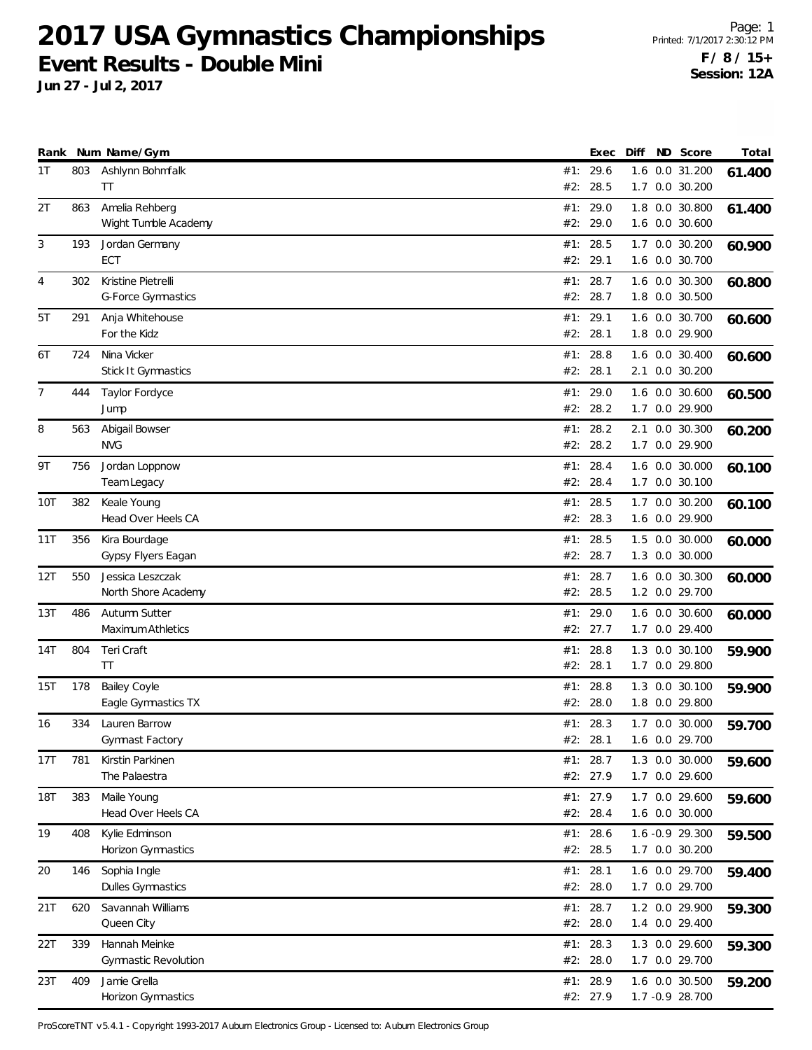# 2017 USA Gymnastics Championships

## Event Results - Double Mini

**Jun 27 - Jul 2, 2017**

**F / 8 / 15+**
**Session: 12A**

| Rank | Num | Name/Gym | | Exec | Diff | ND | Score | Total |
|---|---|---|---|---|---|---|---|---|
| 1T | 803 | Ashlynn Bohmfalk | #1: | 29.6 | 1.6 | 0.0 | 31.200 | 61.400 |
| | | TT | #2: | 28.5 | 1.7 | 0.0 | 30.200 | |
| 2T | 863 | Amelia Rehberg | #1: | 29.0 | 1.8 | 0.0 | 30.800 | 61.400 |
| | | Wight Tumble Academy | #2: | 29.0 | 1.6 | 0.0 | 30.600 | |
| 3 | 193 | Jordan Germany | #1: | 28.5 | 1.7 | 0.0 | 30.200 | 60.900 |
| | | ECT | #2: | 29.1 | 1.6 | 0.0 | 30.700 | |
| 4 | 302 | Kristine Pietrelli | #1: | 28.7 | 1.6 | 0.0 | 30.300 | 60.800 |
| | | G-Force Gymnastics | #2: | 28.7 | 1.8 | 0.0 | 30.500 | |
| 5T | 291 | Anja Whitehouse | #1: | 29.1 | 1.6 | 0.0 | 30.700 | 60.600 |
| | | For the Kidz | #2: | 28.1 | 1.8 | 0.0 | 29.900 | |
| 6T | 724 | Nina Vicker | #1: | 28.8 | 1.6 | 0.0 | 30.400 | 60.600 |
| | | Stick It Gymnastics | #2: | 28.1 | 2.1 | 0.0 | 30.200 | |
| 7 | 444 | Taylor Fordyce | #1: | 29.0 | 1.6 | 0.0 | 30.600 | 60.500 |
| | | Jump | #2: | 28.2 | 1.7 | 0.0 | 29.900 | |
| 8 | 563 | Abigail Bowser | #1: | 28.2 | 2.1 | 0.0 | 30.300 | 60.200 |
| | | NVG | #2: | 28.2 | 1.7 | 0.0 | 29.900 | |
| 9T | 756 | Jordan Loppnow | #1: | 28.4 | 1.6 | 0.0 | 30.000 | 60.100 |
| | | Team Legacy | #2: | 28.4 | 1.7 | 0.0 | 30.100 | |
| 10T | 382 | Keale Young | #1: | 28.5 | 1.7 | 0.0 | 30.200 | 60.100 |
| | | Head Over Heels CA | #2: | 28.3 | 1.6 | 0.0 | 29.900 | |
| 11T | 356 | Kira Bourdage | #1: | 28.5 | 1.5 | 0.0 | 30.000 | 60.000 |
| | | Gypsy Flyers Eagan | #2: | 28.7 | 1.3 | 0.0 | 30.000 | |
| 12T | 550 | Jessica Leszczak | #1: | 28.7 | 1.6 | 0.0 | 30.300 | 60.000 |
| | | North Shore Academy | #2: | 28.5 | 1.2 | 0.0 | 29.700 | |
| 13T | 486 | Autumn Sutter | #1: | 29.0 | 1.6 | 0.0 | 30.600 | 60.000 |
| | | Maximum Athletics | #2: | 27.7 | 1.7 | 0.0 | 29.400 | |
| 14T | 804 | Teri Craft | #1: | 28.8 | 1.3 | 0.0 | 30.100 | 59.900 |
| | | TT | #2: | 28.1 | 1.7 | 0.0 | 29.800 | |
| 15T | 178 | Bailey Coyle | #1: | 28.8 | 1.3 | 0.0 | 30.100 | 59.900 |
| | | Eagle Gymnastics TX | #2: | 28.0 | 1.8 | 0.0 | 29.800 | |
| 16 | 334 | Lauren Barrow | #1: | 28.3 | 1.7 | 0.0 | 30.000 | 59.700 |
| | | Gymnast Factory | #2: | 28.1 | 1.6 | 0.0 | 29.700 | |
| 17T | 781 | Kirstin Parkinen | #1: | 28.7 | 1.3 | 0.0 | 30.000 | 59.600 |
| | | The Palaestra | #2: | 27.9 | 1.7 | 0.0 | 29.600 | |
| 18T | 383 | Maile Young | #1: | 27.9 | 1.7 | 0.0 | 29.600 | 59.600 |
| | | Head Over Heels CA | #2: | 28.4 | 1.6 | 0.0 | 30.000 | |
| 19 | 408 | Kylie Edminson | #1: | 28.6 | 1.6 | -0.9 | 29.300 | 59.500 |
| | | Horizon Gymnastics | #2: | 28.5 | 1.7 | 0.0 | 30.200 | |
| 20 | 146 | Sophia Ingle | #1: | 28.1 | 1.6 | 0.0 | 29.700 | 59.400 |
| | | Dulles Gymnastics | #2: | 28.0 | 1.7 | 0.0 | 29.700 | |
| 21T | 620 | Savannah Williams | #1: | 28.7 | 1.2 | 0.0 | 29.900 | 59.300 |
| | | Queen City | #2: | 28.0 | 1.4 | 0.0 | 29.400 | |
| 22T | 339 | Hannah Meinke | #1: | 28.3 | 1.3 | 0.0 | 29.600 | 59.300 |
| | | Gymnastic Revolution | #2: | 28.0 | 1.7 | 0.0 | 29.700 | |
| 23T | 409 | Jamie Grella | #1: | 28.9 | 1.6 | 0.0 | 30.500 | 59.200 |
| | | Horizon Gymnastics | #2: | 27.9 | 1.7 | -0.9 | 28.700 | |

ProScoreTNT v5.4.1 - Copyright 1993-2017 Auburn Electronics Group - Licensed to: Auburn Electronics Group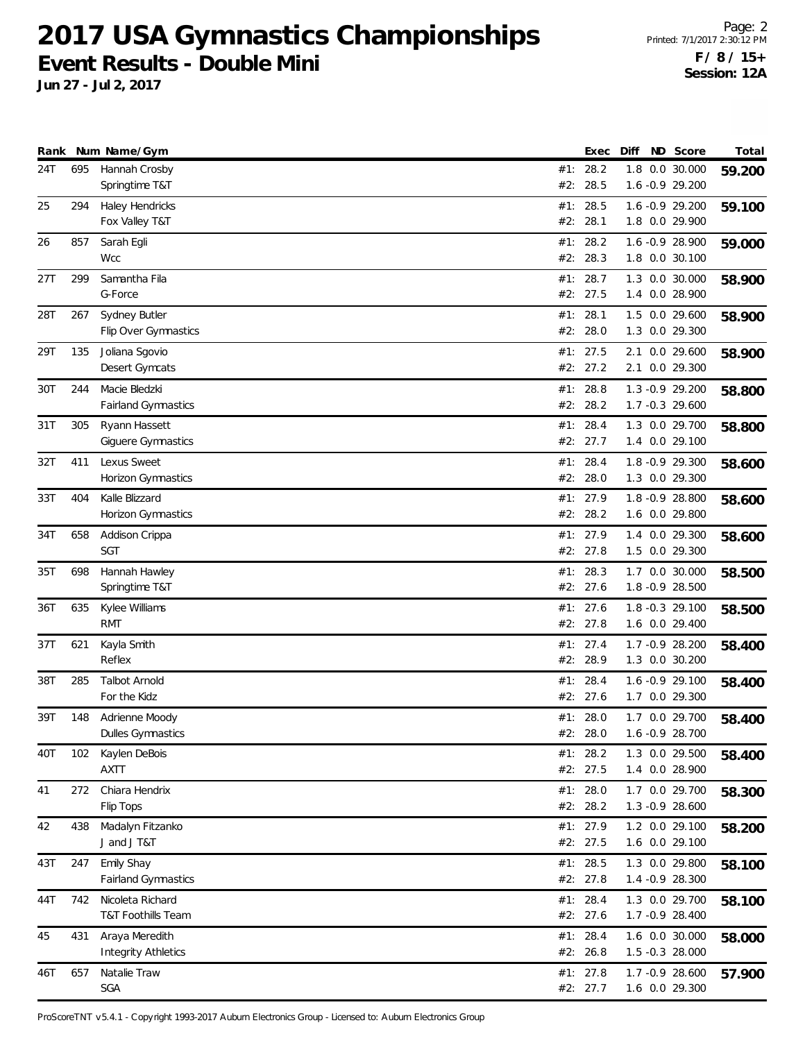# 2017 USA Gymnastics Championships

## Event Results - Double Mini

**Jun 27 - Jul 2, 2017**

**F / 8 / 15+**
**Session: 12A**

| Rank | Num | Name/Gym | | Exec | Diff | ND | Score | Total |
|---|---|---|---|---|---|---|---|---|
| 24T | 695 | Hannah Crosby | #1: | 28.2 | 1.8 | 0.0 | 30.000 | 59.200 |
| | | Springtime T&T | #2: | 28.5 | 1.6 | -0.9 | 29.200 | |
| 25 | 294 | Haley Hendricks | #1: | 28.5 | 1.6 | -0.9 | 29.200 | 59.100 |
| | | Fox Valley T&T | #2: | 28.1 | 1.8 | 0.0 | 29.900 | |
| 26 | 857 | Sarah Egli | #1: | 28.2 | 1.6 | -0.9 | 28.900 | 59.000 |
| | | Wcc | #2: | 28.3 | 1.8 | 0.0 | 30.100 | |
| 27T | 299 | Samantha Fila | #1: | 28.7 | 1.3 | 0.0 | 30.000 | 58.900 |
| | | G-Force | #2: | 27.5 | 1.4 | 0.0 | 28.900 | |
| 28T | 267 | Sydney Butler | #1: | 28.1 | 1.5 | 0.0 | 29.600 | 58.900 |
| | | Flip Over Gymnastics | #2: | 28.0 | 1.3 | 0.0 | 29.300 | |
| 29T | 135 | Joliana Sgovio | #1: | 27.5 | 2.1 | 0.0 | 29.600 | 58.900 |
| | | Desert Gymcats | #2: | 27.2 | 2.1 | 0.0 | 29.300 | |
| 30T | 244 | Macie Bledzki | #1: | 28.8 | 1.3 | -0.9 | 29.200 | 58.800 |
| | | Fairland Gymnastics | #2: | 28.2 | 1.7 | -0.3 | 29.600 | |
| 31T | 305 | Ryann Hassett | #1: | 28.4 | 1.3 | 0.0 | 29.700 | 58.800 |
| | | Giguere Gymnastics | #2: | 27.7 | 1.4 | 0.0 | 29.100 | |
| 32T | 411 | Lexus Sweet | #1: | 28.4 | 1.8 | -0.9 | 29.300 | 58.600 |
| | | Horizon Gymnastics | #2: | 28.0 | 1.3 | 0.0 | 29.300 | |
| 33T | 404 | Kalle Blizzard | #1: | 27.9 | 1.8 | -0.9 | 28.800 | 58.600 |
| | | Horizon Gymnastics | #2: | 28.2 | 1.6 | 0.0 | 29.800 | |
| 34T | 658 | Addison Crippa | #1: | 27.9 | 1.4 | 0.0 | 29.300 | 58.600 |
| | | SGT | #2: | 27.8 | 1.5 | 0.0 | 29.300 | |
| 35T | 698 | Hannah Hawley | #1: | 28.3 | 1.7 | 0.0 | 30.000 | 58.500 |
| | | Springtime T&T | #2: | 27.6 | 1.8 | -0.9 | 28.500 | |
| 36T | 635 | Kylee Williams | #1: | 27.6 | 1.8 | -0.3 | 29.100 | 58.500 |
| | | RMT | #2: | 27.8 | 1.6 | 0.0 | 29.400 | |
| 37T | 621 | Kayla Smith | #1: | 27.4 | 1.7 | -0.9 | 28.200 | 58.400 |
| | | Reflex | #2: | 28.9 | 1.3 | 0.0 | 30.200 | |
| 38T | 285 | Talbot Arnold | #1: | 28.4 | 1.6 | -0.9 | 29.100 | 58.400 |
| | | For the Kidz | #2: | 27.6 | 1.7 | 0.0 | 29.300 | |
| 39T | 148 | Adrienne Moody | #1: | 28.0 | 1.7 | 0.0 | 29.700 | 58.400 |
| | | Dulles Gymnastics | #2: | 28.0 | 1.6 | -0.9 | 28.700 | |
| 40T | 102 | Kaylen DeBois | #1: | 28.2 | 1.3 | 0.0 | 29.500 | 58.400 |
| | | AXTT | #2: | 27.5 | 1.4 | 0.0 | 28.900 | |
| 41 | 272 | Chiara Hendrix | #1: | 28.0 | 1.7 | 0.0 | 29.700 | 58.300 |
| | | Flip Tops | #2: | 28.2 | 1.3 | -0.9 | 28.600 | |
| 42 | 438 | Madalyn Fitzanko | #1: | 27.9 | 1.2 | 0.0 | 29.100 | 58.200 |
| | | J and J T&T | #2: | 27.5 | 1.6 | 0.0 | 29.100 | |
| 43T | 247 | Emily Shay | #1: | 28.5 | 1.3 | 0.0 | 29.800 | 58.100 |
| | | Fairland Gymnastics | #2: | 27.8 | 1.4 | -0.9 | 28.300 | |
| 44T | 742 | Nicoleta Richard | #1: | 28.4 | 1.3 | 0.0 | 29.700 | 58.100 |
| | | T&T Foothills Team | #2: | 27.6 | 1.7 | -0.9 | 28.400 | |
| 45 | 431 | Araya Meredith | #1: | 28.4 | 1.6 | 0.0 | 30.000 | 58.000 |
| | | Integrity Athletics | #2: | 26.8 | 1.5 | -0.3 | 28.000 | |
| 46T | 657 | Natalie Traw | #1: | 27.8 | 1.7 | -0.9 | 28.600 | 57.900 |
| | | SGA | #2: | 27.7 | 1.6 | 0.0 | 29.300 | |

ProScoreTNT v5.4.1 - Copyright 1993-2017 Auburn Electronics Group - Licensed to: Auburn Electronics Group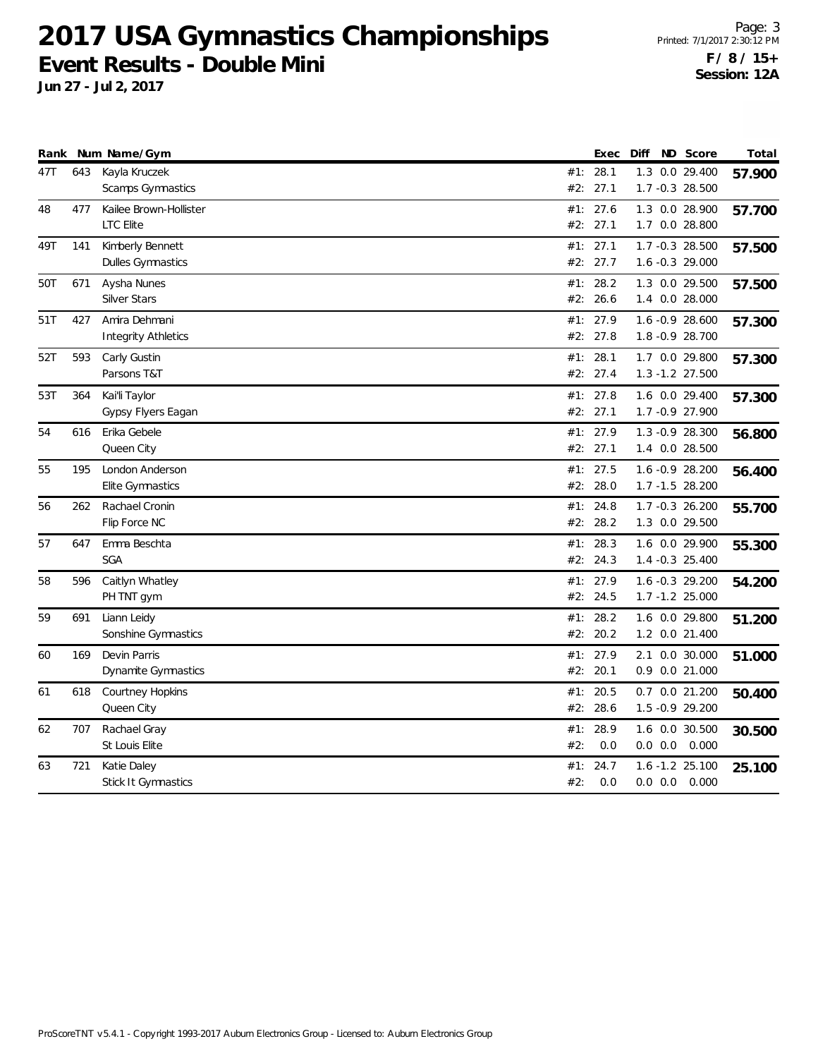# 2017 USA Gymnastics Championships

## Event Results - Double Mini

**Jun 27 - Jul 2, 2017**

**F / 8 / 15+**
**Session: 12A**

| Rank | Num | Name/Gym | | Exec | Diff | ND | Score | Total |
|---|---|---|---|---|---|---|---|---|
| 47T | 643 | Kayla Kruczek | #1: | 28.1 | 1.3 | 0.0 | 29.400 | 57.900 |
| | | Scamps Gymnastics | #2: | 27.1 | 1.7 | -0.3 | 28.500 | |
| 48 | 477 | Kailee Brown-Hollister | #1: | 27.6 | 1.3 | 0.0 | 28.900 | 57.700 |
| | | LTC Elite | #2: | 27.1 | 1.7 | 0.0 | 28.800 | |
| 49T | 141 | Kimberly Bennett | #1: | 27.1 | 1.7 | -0.3 | 28.500 | 57.500 |
| | | Dulles Gymnastics | #2: | 27.7 | 1.6 | -0.3 | 29.000 | |
| 50T | 671 | Aysha Nunes | #1: | 28.2 | 1.3 | 0.0 | 29.500 | 57.500 |
| | | Silver Stars | #2: | 26.6 | 1.4 | 0.0 | 28.000 | |
| 51T | 427 | Amira Dehmani | #1: | 27.9 | 1.6 | -0.9 | 28.600 | 57.300 |
| | | Integrity Athletics | #2: | 27.8 | 1.8 | -0.9 | 28.700 | |
| 52T | 593 | Carly Gustin | #1: | 28.1 | 1.7 | 0.0 | 29.800 | 57.300 |
| | | Parsons T&T | #2: | 27.4 | 1.3 | -1.2 | 27.500 | |
| 53T | 364 | Kai'li Taylor | #1: | 27.8 | 1.6 | 0.0 | 29.400 | 57.300 |
| | | Gypsy Flyers Eagan | #2: | 27.1 | 1.7 | -0.9 | 27.900 | |
| 54 | 616 | Erika Gebele | #1: | 27.9 | 1.3 | -0.9 | 28.300 | 56.800 |
| | | Queen City | #2: | 27.1 | 1.4 | 0.0 | 28.500 | |
| 55 | 195 | London Anderson | #1: | 27.5 | 1.6 | -0.9 | 28.200 | 56.400 |
| | | Elite Gymnastics | #2: | 28.0 | 1.7 | -1.5 | 28.200 | |
| 56 | 262 | Rachael Cronin | #1: | 24.8 | 1.7 | -0.3 | 26.200 | 55.700 |
| | | Flip Force NC | #2: | 28.2 | 1.3 | 0.0 | 29.500 | |
| 57 | 647 | Emma Beschta | #1: | 28.3 | 1.6 | 0.0 | 29.900 | 55.300 |
| | | SGA | #2: | 24.3 | 1.4 | -0.3 | 25.400 | |
| 58 | 596 | Caitlyn Whatley | #1: | 27.9 | 1.6 | -0.3 | 29.200 | 54.200 |
| | | PH TNT gym | #2: | 24.5 | 1.7 | -1.2 | 25.000 | |
| 59 | 691 | Liann Leidy | #1: | 28.2 | 1.6 | 0.0 | 29.800 | 51.200 |
| | | Sonshine Gymnastics | #2: | 20.2 | 1.2 | 0.0 | 21.400 | |
| 60 | 169 | Devin Parris | #1: | 27.9 | 2.1 | 0.0 | 30.000 | 51.000 |
| | | Dynamite Gymnastics | #2: | 20.1 | 0.9 | 0.0 | 21.000 | |
| 61 | 618 | Courtney Hopkins | #1: | 20.5 | 0.7 | 0.0 | 21.200 | 50.400 |
| | | Queen City | #2: | 28.6 | 1.5 | -0.9 | 29.200 | |
| 62 | 707 | Rachael Gray | #1: | 28.9 | 1.6 | 0.0 | 30.500 | 30.500 |
| | | St Louis Elite | #2: | 0.0 | 0.0 | 0.0 | 0.000 | |
| 63 | 721 | Katie Daley | #1: | 24.7 | 1.6 | -1.2 | 25.100 | 25.100 |
| | | Stick It Gymnastics | #2: | 0.0 | 0.0 | 0.0 | 0.000 | |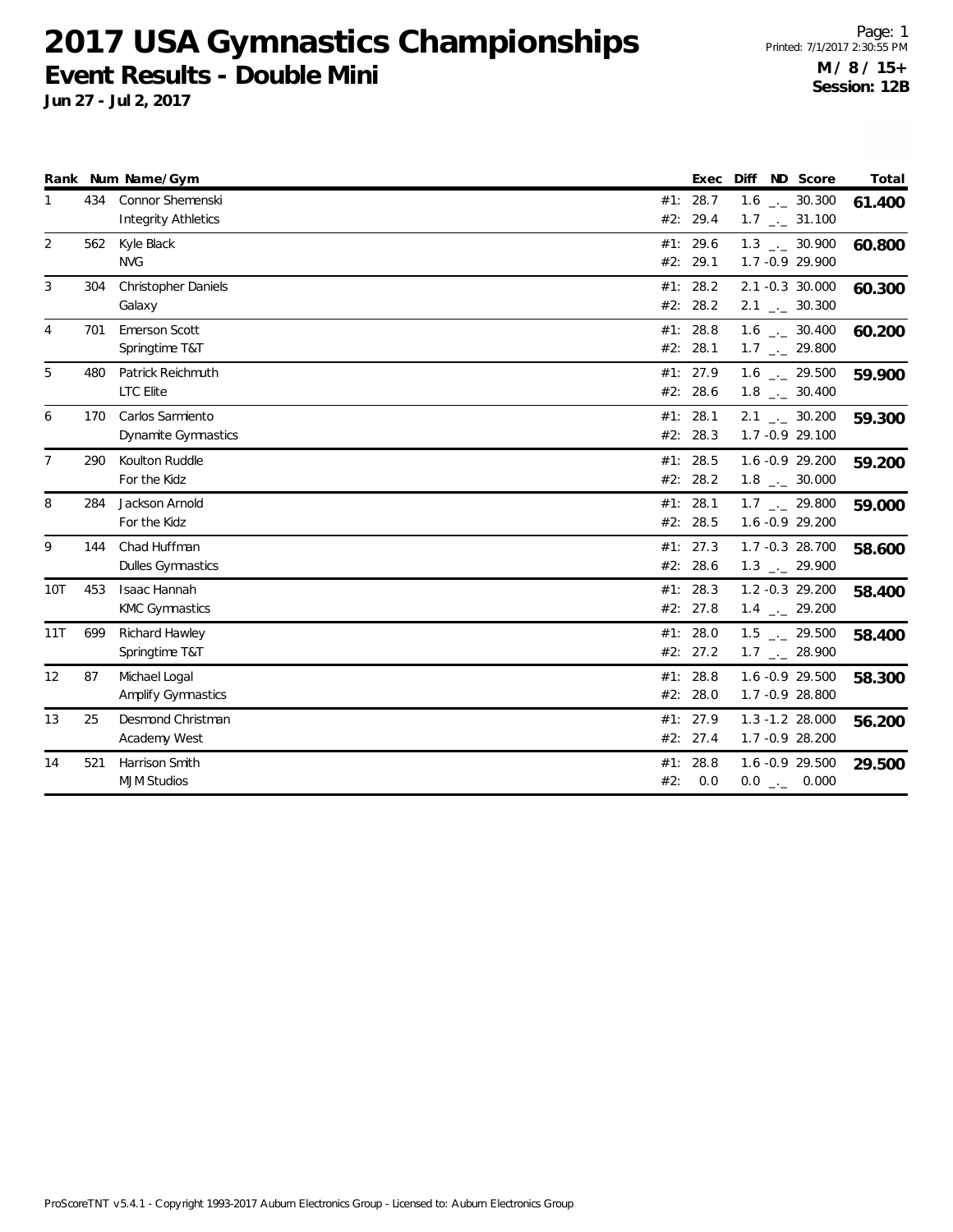# 2017 USA Gymnastics Championships

## Event Results - Double Mini

**Jun 27 - Jul 2, 2017**

Page: 1
Printed: 7/1/2017 2:30:55 PM

**M / 8 / 15+**
**Session: 12B**

| Rank | Num | Name/Gym | | Exec | Diff | ND | Score | Total |
|---|---|---|---|---|---|---|---|---|
| 1 | 434 | Connor Shemenski | #1: | 28.7 | 1.6 | _._ | 30.300 | **61.400** |
| | | Integrity Athletics | #2: | 29.4 | 1.7 | _._ | 31.100 | |
| 2 | 562 | Kyle Black | #1: | 29.6 | 1.3 | _._ | 30.900 | **60.800** |
| | | NVG | #2: | 29.1 | 1.7 | -0.9 | 29.900 | |
| 3 | 304 | Christopher Daniels | #1: | 28.2 | 2.1 | -0.3 | 30.000 | **60.300** |
| | | Galaxy | #2: | 28.2 | 2.1 | _._ | 30.300 | |
| 4 | 701 | Emerson Scott | #1: | 28.8 | 1.6 | _._ | 30.400 | **60.200** |
| | | Springtime T&T | #2: | 28.1 | 1.7 | _._ | 29.800 | |
| 5 | 480 | Patrick Reichmuth | #1: | 27.9 | 1.6 | _._ | 29.500 | **59.900** |
| | | LTC Elite | #2: | 28.6 | 1.8 | _._ | 30.400 | |
| 6 | 170 | Carlos Sarmiento | #1: | 28.1 | 2.1 | _._ | 30.200 | **59.300** |
| | | Dynamite Gymnastics | #2: | 28.3 | 1.7 | -0.9 | 29.100 | |
| 7 | 290 | Koulton Ruddle | #1: | 28.5 | 1.6 | -0.9 | 29.200 | **59.200** |
| | | For the Kidz | #2: | 28.2 | 1.8 | _._ | 30.000 | |
| 8 | 284 | Jackson Arnold | #1: | 28.1 | 1.7 | _._ | 29.800 | **59.000** |
| | | For the Kidz | #2: | 28.5 | 1.6 | -0.9 | 29.200 | |
| 9 | 144 | Chad Huffman | #1: | 27.3 | 1.7 | -0.3 | 28.700 | **58.600** |
| | | Dulles Gymnastics | #2: | 28.6 | 1.3 | _._ | 29.900 | |
| 10T | 453 | Isaac Hannah | #1: | 28.3 | 1.2 | -0.3 | 29.200 | **58.400** |
| | | KMC Gymnastics | #2: | 27.8 | 1.4 | _._ | 29.200 | |
| 11T | 699 | Richard Hawley | #1: | 28.0 | 1.5 | _._ | 29.500 | **58.400** |
| | | Springtime T&T | #2: | 27.2 | 1.7 | _._ | 28.900 | |
| 12 | 87 | Michael Logal | #1: | 28.8 | 1.6 | -0.9 | 29.500 | **58.300** |
| | | Amplify Gymnastics | #2: | 28.0 | 1.7 | -0.9 | 28.800 | |
| 13 | 25 | Desmond Christman | #1: | 27.9 | 1.3 | -1.2 | 28.000 | **56.200** |
| | | Academy West | #2: | 27.4 | 1.7 | -0.9 | 28.200 | |
| 14 | 521 | Harrison Smith | #1: | 28.8 | 1.6 | -0.9 | 29.500 | **29.500** |
| | | MJM Studios | #2: | 0.0 | 0.0 | _._ | 0.000 | |

ProScoreTNT v5.4.1 - Copyright 1993-2017 Auburn Electronics Group - Licensed to: Auburn Electronics Group